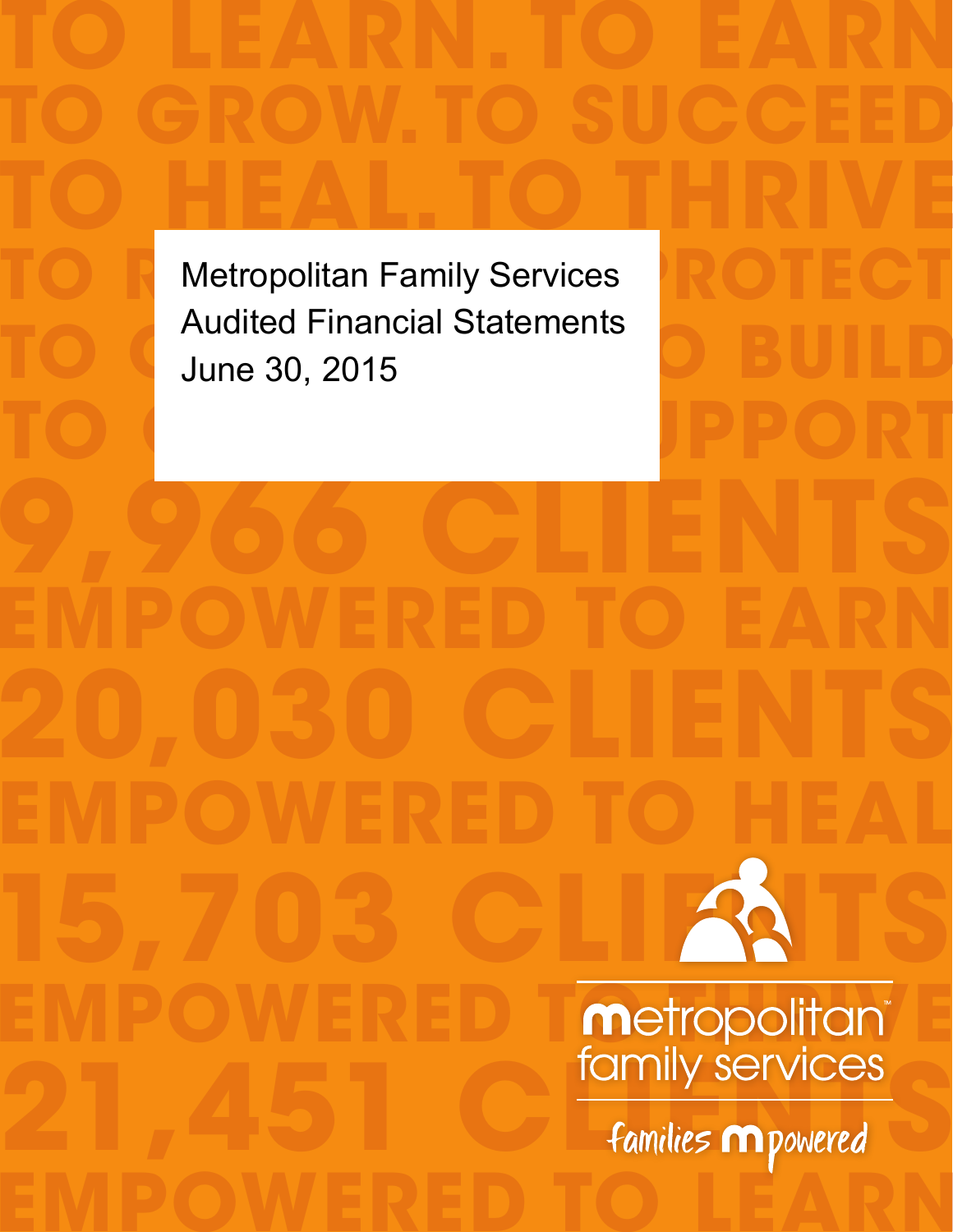Metropolitan Family Services
Audited Financial Statements
June 30, 2015

TO LEARN. TO EARN
TO GROW. TO SUCCEED
TO HEAL. TO THRIVE

9,966 CLIENTS
EMPOWERED TO EARN
20,030 CLIENTS
EMPOWERED TO HEAL
15,703 CLIENTS
EMPOWERED TO THRIVE
21,451 CLIENTS
EMPOWERED TO LEARN

metropolitan family services

families mpowered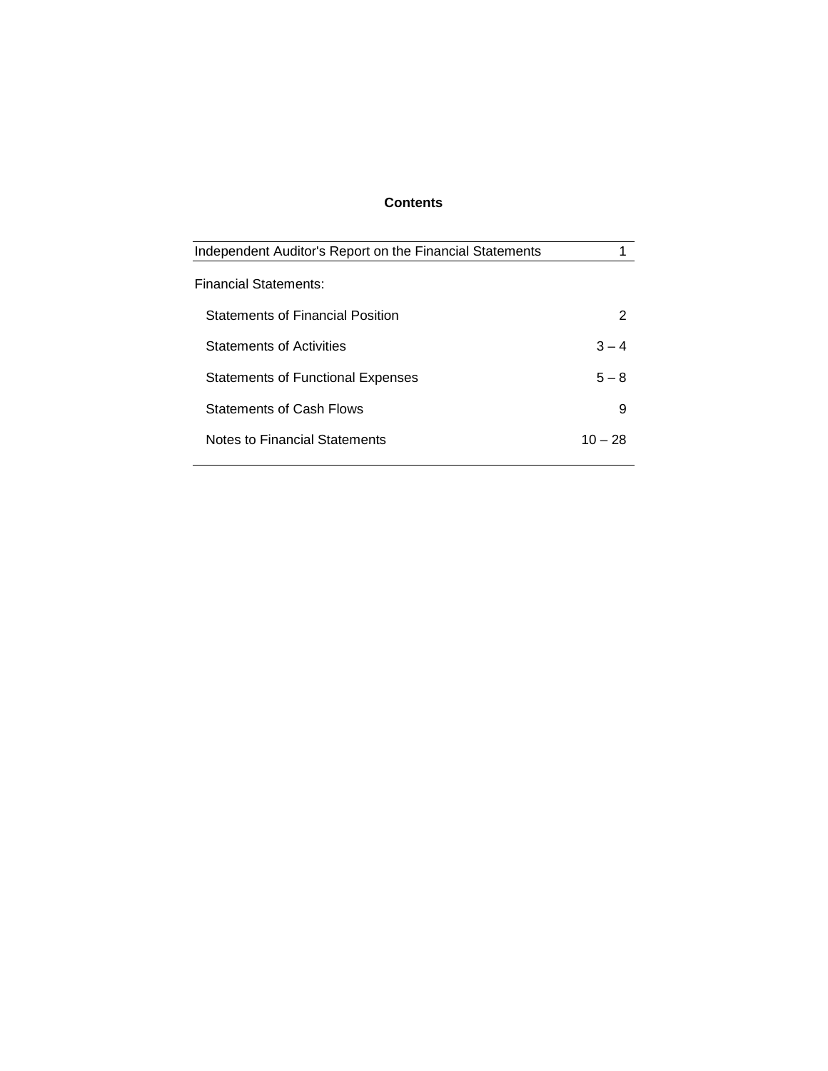## Contents

| | |
|---|---|
| Independent Auditor's Report on the Financial Statements | 1 |
| Financial Statements: | |
| Statements of Financial Position | 2 |
| Statements of Activities | 3 – 4 |
| Statements of Functional Expenses | 5 – 8 |
| Statements of Cash Flows | 9 |
| Notes to Financial Statements | 10 – 28 |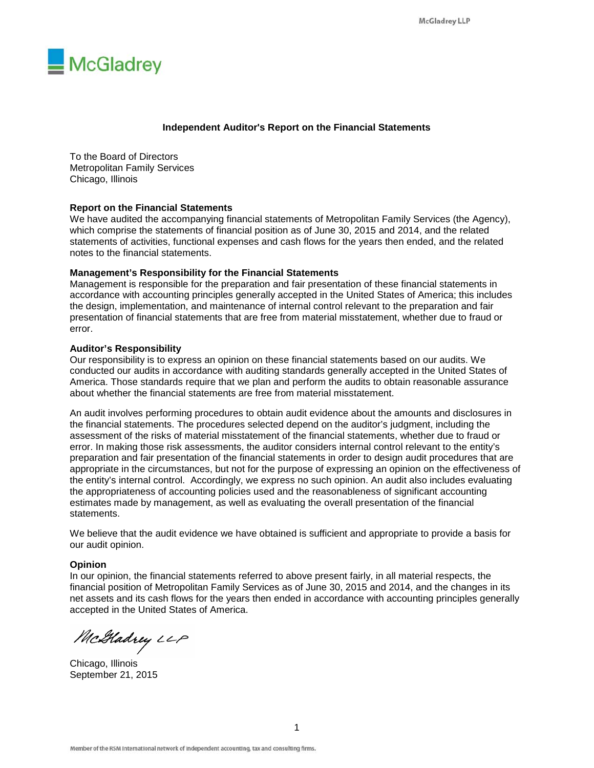## Independent Auditor's Report on the Financial Statements

To the Board of Directors
Metropolitan Family Services
Chicago, Illinois

**Report on the Financial Statements**
We have audited the accompanying financial statements of Metropolitan Family Services (the Agency), which comprise the statements of financial position as of June 30, 2015 and 2014, and the related statements of activities, functional expenses and cash flows for the years then ended, and the related notes to the financial statements.

**Management's Responsibility for the Financial Statements**
Management is responsible for the preparation and fair presentation of these financial statements in accordance with accounting principles generally accepted in the United States of America; this includes the design, implementation, and maintenance of internal control relevant to the preparation and fair presentation of financial statements that are free from material misstatement, whether due to fraud or error.

**Auditor's Responsibility**
Our responsibility is to express an opinion on these financial statements based on our audits. We conducted our audits in accordance with auditing standards generally accepted in the United States of America. Those standards require that we plan and perform the audits to obtain reasonable assurance about whether the financial statements are free from material misstatement.

An audit involves performing procedures to obtain audit evidence about the amounts and disclosures in the financial statements. The procedures selected depend on the auditor's judgment, including the assessment of the risks of material misstatement of the financial statements, whether due to fraud or error. In making those risk assessments, the auditor considers internal control relevant to the entity's preparation and fair presentation of the financial statements in order to design audit procedures that are appropriate in the circumstances, but not for the purpose of expressing an opinion on the effectiveness of the entity's internal control. Accordingly, we express no such opinion. An audit also includes evaluating the appropriateness of accounting policies used and the reasonableness of significant accounting estimates made by management, as well as evaluating the overall presentation of the financial statements.

We believe that the audit evidence we have obtained is sufficient and appropriate to provide a basis for our audit opinion.

**Opinion**
In our opinion, the financial statements referred to above present fairly, in all material respects, the financial position of Metropolitan Family Services as of June 30, 2015 and 2014, and the changes in its net assets and its cash flows for the years then ended in accordance with accounting principles generally accepted in the United States of America.

McGladrey LLP

Chicago, Illinois
September 21, 2015

Member of the RSM International network of independent accounting, tax and consulting firms.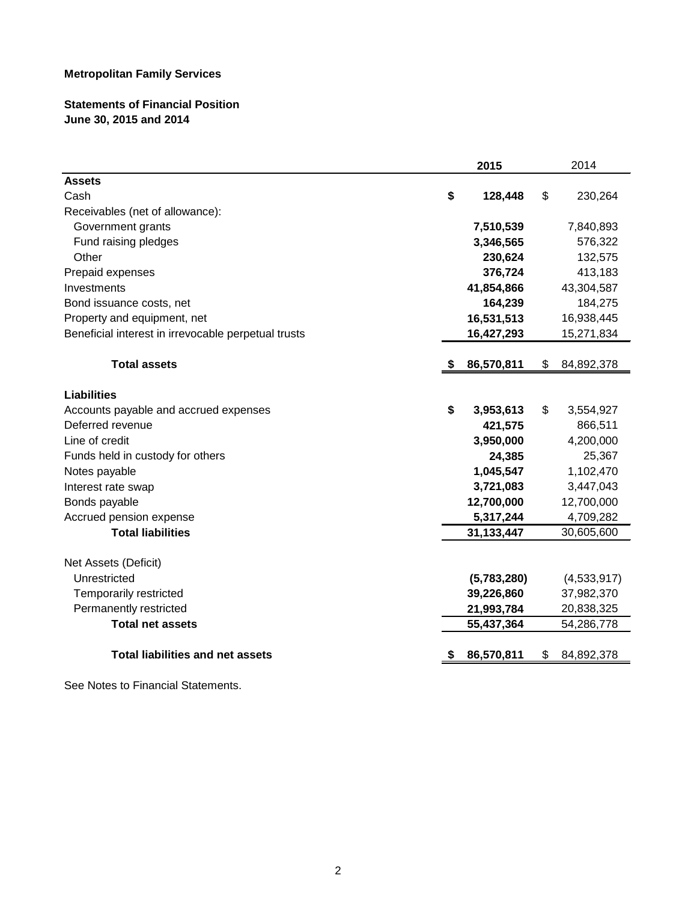**Metropolitan Family Services**

**Statements of Financial Position**
**June 30, 2015 and 2014**

| | **2015** | 2014 |
|---|---|---|
| **Assets** | | |
| Cash | **$ 128,448** | $ 230,264 |
| Receivables (net of allowance): | | |
| Government grants | **7,510,539** | 7,840,893 |
| Fund raising pledges | **3,346,565** | 576,322 |
| Other | **230,624** | 132,575 |
| Prepaid expenses | **376,724** | 413,183 |
| Investments | **41,854,866** | 43,304,587 |
| Bond issuance costs, net | **164,239** | 184,275 |
| Property and equipment, net | **16,531,513** | 16,938,445 |
| Beneficial interest in irrevocable perpetual trusts | **16,427,293** | 15,271,834 |
| **Total assets** | **$ 86,570,811** | $ 84,892,378 |
| **Liabilities** | | |
| Accounts payable and accrued expenses | **$ 3,953,613** | $ 3,554,927 |
| Deferred revenue | **421,575** | 866,511 |
| Line of credit | **3,950,000** | 4,200,000 |
| Funds held in custody for others | **24,385** | 25,367 |
| Notes payable | **1,045,547** | 1,102,470 |
| Interest rate swap | **3,721,083** | 3,447,043 |
| Bonds payable | **12,700,000** | 12,700,000 |
| Accrued pension expense | **5,317,244** | 4,709,282 |
| **Total liabilities** | **31,133,447** | 30,605,600 |
| Net Assets (Deficit) | | |
| Unrestricted | **(5,783,280)** | (4,533,917) |
| Temporarily restricted | **39,226,860** | 37,982,370 |
| Permanently restricted | **21,993,784** | 20,838,325 |
| **Total net assets** | **55,437,364** | 54,286,778 |
| **Total liabilities and net assets** | **$ 86,570,811** | $ 84,892,378 |

See Notes to Financial Statements.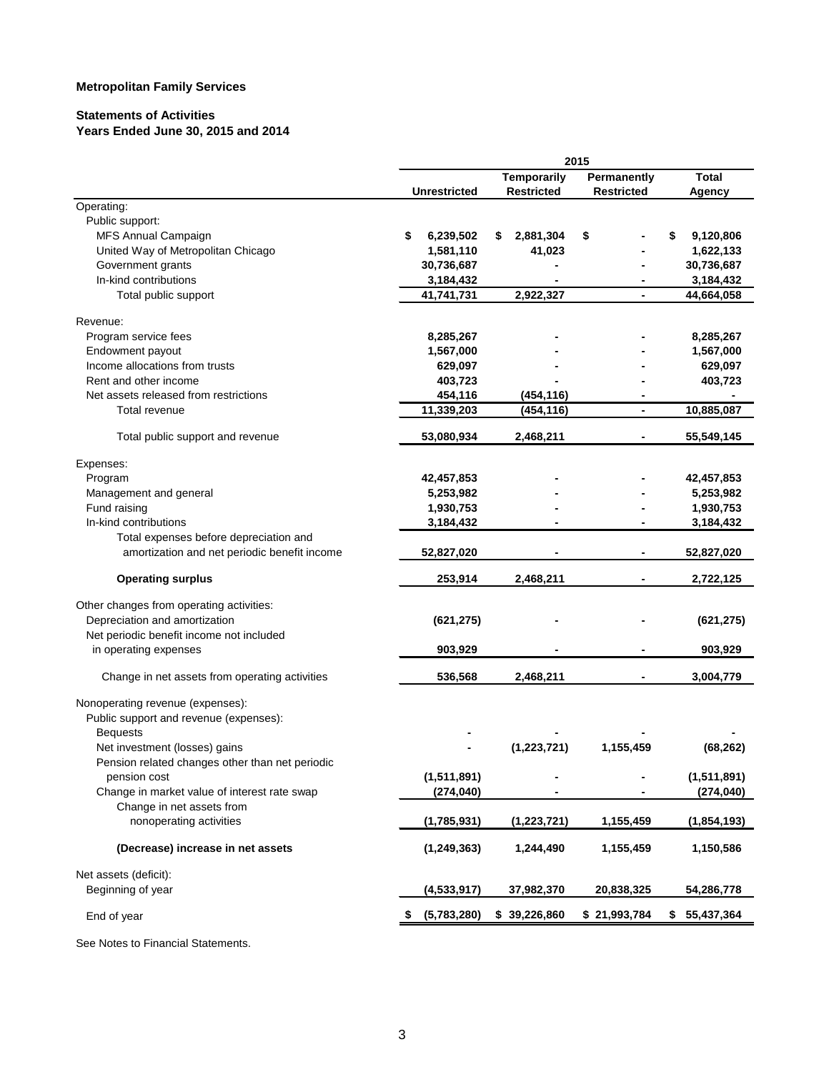**Metropolitan Family Services**

**Statements of Activities**
**Years Ended June 30, 2015 and 2014**

| | 2015 | | | |
|---|---|---|---|---|
| | Unrestricted | Temporarily Restricted | Permanently Restricted | Total Agency |
| Operating: | | | | |
| Public support: | | | | |
| MFS Annual Campaign | $ 6,239,502 | $ 2,881,304 | $ - | $ 9,120,806 |
| United Way of Metropolitan Chicago | 1,581,110 | 41,023 | - | 1,622,133 |
| Government grants | 30,736,687 | - | - | 30,736,687 |
| In-kind contributions | 3,184,432 | - | - | 3,184,432 |
| Total public support | 41,741,731 | 2,922,327 | - | 44,664,058 |
| Revenue: | | | | |
| Program service fees | 8,285,267 | - | - | 8,285,267 |
| Endowment payout | 1,567,000 | - | - | 1,567,000 |
| Income allocations from trusts | 629,097 | - | - | 629,097 |
| Rent and other income | 403,723 | - | - | 403,723 |
| Net assets released from restrictions | 454,116 | (454,116) | - | - |
| Total revenue | 11,339,203 | (454,116) | - | 10,885,087 |
| Total public support and revenue | 53,080,934 | 2,468,211 | - | 55,549,145 |
| Expenses: | | | | |
| Program | 42,457,853 | - | - | 42,457,853 |
| Management and general | 5,253,982 | - | - | 5,253,982 |
| Fund raising | 1,930,753 | - | - | 1,930,753 |
| In-kind contributions | 3,184,432 | - | - | 3,184,432 |
| Total expenses before depreciation and amortization and net periodic benefit income | 52,827,020 | - | - | 52,827,020 |
| **Operating surplus** | 253,914 | 2,468,211 | - | 2,722,125 |
| Other changes from operating activities: | | | | |
| Depreciation and amortization | (621,275) | - | - | (621,275) |
| Net periodic benefit income not included in operating expenses | 903,929 | - | - | 903,929 |
| Change in net assets from operating activities | 536,568 | 2,468,211 | - | 3,004,779 |
| Nonoperating revenue (expenses): | | | | |
| Public support and revenue (expenses): | | | | |
| Bequests | - | - | - | - |
| Net investment (losses) gains | - | (1,223,721) | 1,155,459 | (68,262) |
| Pension related changes other than net periodic pension cost | (1,511,891) | - | - | (1,511,891) |
| Change in market value of interest rate swap | (274,040) | - | - | (274,040) |
| Change in net assets from nonoperating activities | (1,785,931) | (1,223,721) | 1,155,459 | (1,854,193) |
| **(Decrease) increase in net assets** | (1,249,363) | 1,244,490 | 1,155,459 | 1,150,586 |
| Net assets (deficit): | | | | |
| Beginning of year | (4,533,917) | 37,982,370 | 20,838,325 | 54,286,778 |
| End of year | $ (5,783,280) | $ 39,226,860 | $ 21,993,784 | $ 55,437,364 |

See Notes to Financial Statements.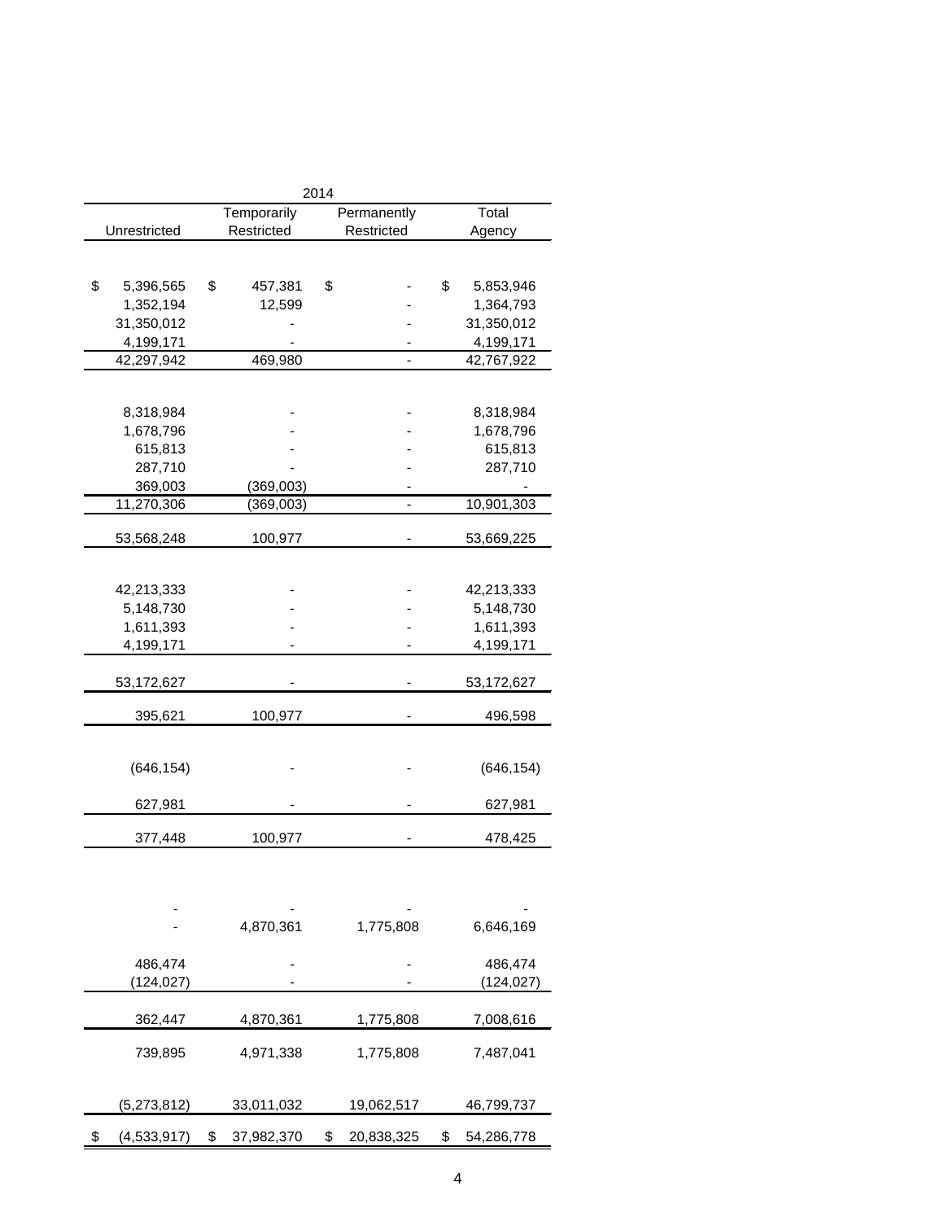| 2014 | | | |
|---|---|---|---|
| Unrestricted | Temporarily Restricted | Permanently Restricted | Total Agency |
| | | | |
| $ 5,396,565 | $ 457,381 | $ - | $ 5,853,946 |
| 1,352,194 | 12,599 | - | 1,364,793 |
| 31,350,012 | - | - | 31,350,012 |
| 4,199,171 | - | - | 4,199,171 |
| 42,297,942 | 469,980 | - | 42,767,922 |
| | | | |
| 8,318,984 | - | - | 8,318,984 |
| 1,678,796 | - | - | 1,678,796 |
| 615,813 | - | - | 615,813 |
| 287,710 | - | - | 287,710 |
| 369,003 | (369,003) | - | - |
| 11,270,306 | (369,003) | - | 10,901,303 |
| | | | |
| 53,568,248 | 100,977 | - | 53,669,225 |
| | | | |
| 42,213,333 | - | - | 42,213,333 |
| 5,148,730 | - | - | 5,148,730 |
| 1,611,393 | - | - | 1,611,393 |
| 4,199,171 | - | - | 4,199,171 |
| | | | |
| 53,172,627 | - | - | 53,172,627 |
| | | | |
| 395,621 | 100,977 | - | 496,598 |
| | | | |
| (646,154) | - | - | (646,154) |
| | | | |
| 627,981 | - | - | 627,981 |
| | | | |
| 377,448 | 100,977 | - | 478,425 |
| | | | |
| - | - | - | - |
| - | 4,870,361 | 1,775,808 | 6,646,169 |
| | | | |
| 486,474 | - | - | 486,474 |
| (124,027) | - | - | (124,027) |
| | | | |
| 362,447 | 4,870,361 | 1,775,808 | 7,008,616 |
| | | | |
| 739,895 | 4,971,338 | 1,775,808 | 7,487,041 |
| | | | |
| (5,273,812) | 33,011,032 | 19,062,517 | 46,799,737 |
| | | | |
| $ (4,533,917) | $ 37,982,370 | $ 20,838,325 | $ 54,286,778 |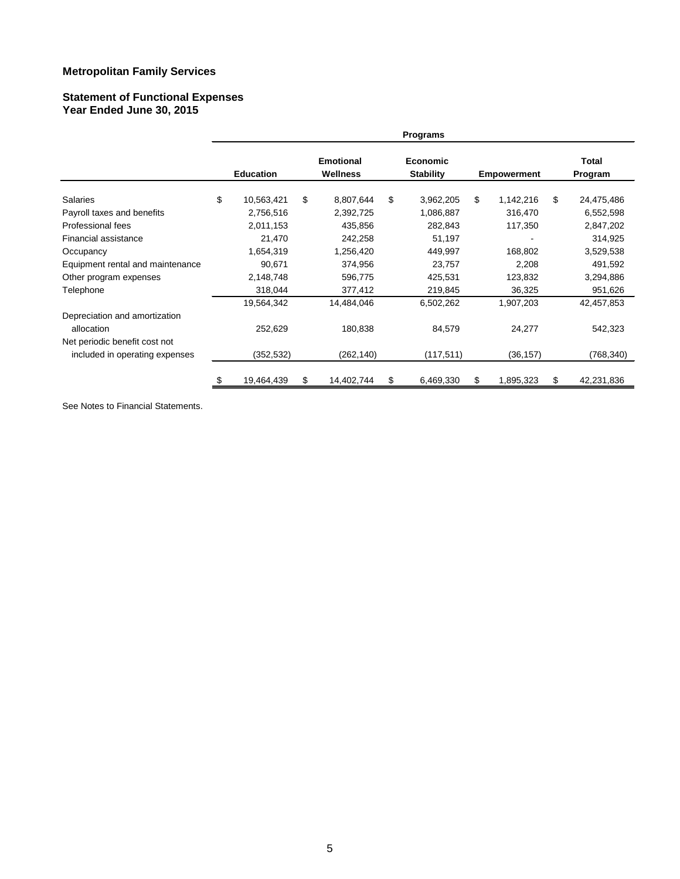**Metropolitan Family Services**

**Statement of Functional Expenses**
**Year Ended June 30, 2015**

| | Programs | | | | |
|---|---|---|---|---|---|
| | **Education** | **Emotional Wellness** | **Economic Stability** | **Empowerment** | **Total Program** |
| Salaries | $ 10,563,421 | $ 8,807,644 | $ 3,962,205 | $ 1,142,216 | $ 24,475,486 |
| Payroll taxes and benefits | 2,756,516 | 2,392,725 | 1,086,887 | 316,470 | 6,552,598 |
| Professional fees | 2,011,153 | 435,856 | 282,843 | 117,350 | 2,847,202 |
| Financial assistance | 21,470 | 242,258 | 51,197 | - | 314,925 |
| Occupancy | 1,654,319 | 1,256,420 | 449,997 | 168,802 | 3,529,538 |
| Equipment rental and maintenance | 90,671 | 374,956 | 23,757 | 2,208 | 491,592 |
| Other program expenses | 2,148,748 | 596,775 | 425,531 | 123,832 | 3,294,886 |
| Telephone | 318,044 | 377,412 | 219,845 | 36,325 | 951,626 |
| | 19,564,342 | 14,484,046 | 6,502,262 | 1,907,203 | 42,457,853 |
| Depreciation and amortization allocation | 252,629 | 180,838 | 84,579 | 24,277 | 542,323 |
| Net periodic benefit cost not included in operating expenses | (352,532) | (262,140) | (117,511) | (36,157) | (768,340) |
| | $ 19,464,439 | $ 14,402,744 | $ 6,469,330 | $ 1,895,323 | $ 42,231,836 |

See Notes to Financial Statements.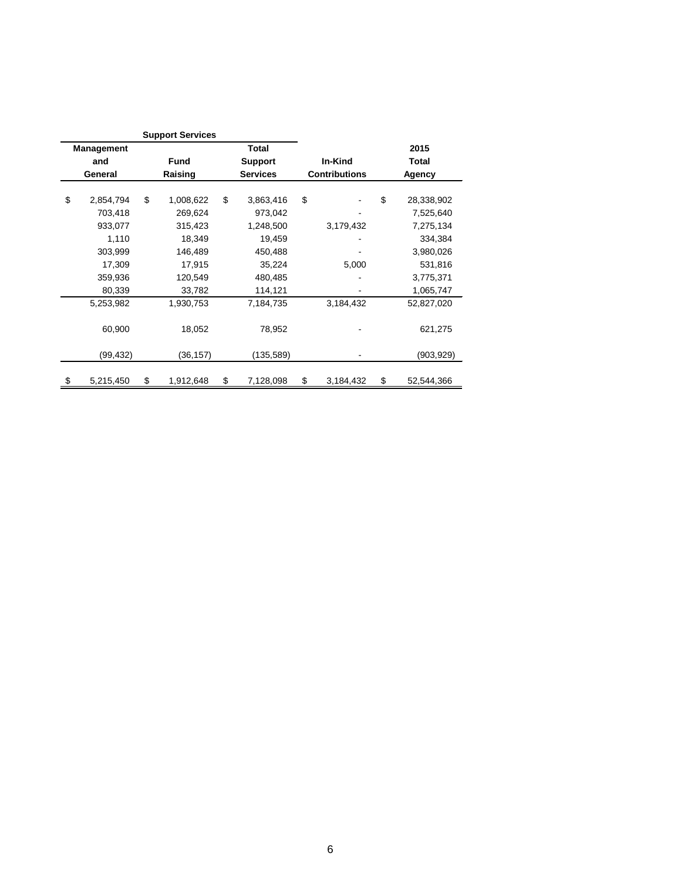| Support Services | | | | |
|---|---|---|---|---|
| Management and General | Fund Raising | Total Support Services | In-Kind Contributions | 2015 Total Agency |
| $ 2,854,794 | $ 1,008,622 | $ 3,863,416 | $ - | $ 28,338,902 |
| 703,418 | 269,624 | 973,042 | - | 7,525,640 |
| 933,077 | 315,423 | 1,248,500 | 3,179,432 | 7,275,134 |
| 1,110 | 18,349 | 19,459 | - | 334,384 |
| 303,999 | 146,489 | 450,488 | - | 3,980,026 |
| 17,309 | 17,915 | 35,224 | 5,000 | 531,816 |
| 359,936 | 120,549 | 480,485 | - | 3,775,371 |
| 80,339 | 33,782 | 114,121 | - | 1,065,747 |
| 5,253,982 | 1,930,753 | 7,184,735 | 3,184,432 | 52,827,020 |
| 60,900 | 18,052 | 78,952 | - | 621,275 |
| (99,432) | (36,157) | (135,589) | - | (903,929) |
| $ 5,215,450 | $ 1,912,648 | $ 7,128,098 | $ 3,184,432 | $ 52,544,366 |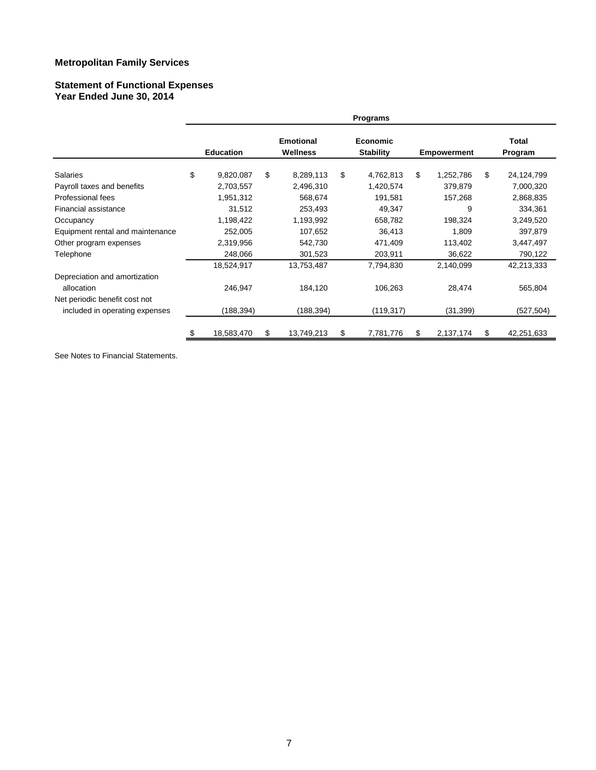**Metropolitan Family Services**

**Statement of Functional Expenses**
**Year Ended June 30, 2014**

| | Programs | | | | |
|---|---|---|---|---|---|
| | **Education** | **Emotional Wellness** | **Economic Stability** | **Empowerment** | **Total Program** |
| Salaries | $ 9,820,087 | $ 8,289,113 | $ 4,762,813 | $ 1,252,786 | $ 24,124,799 |
| Payroll taxes and benefits | 2,703,557 | 2,496,310 | 1,420,574 | 379,879 | 7,000,320 |
| Professional fees | 1,951,312 | 568,674 | 191,581 | 157,268 | 2,868,835 |
| Financial assistance | 31,512 | 253,493 | 49,347 | 9 | 334,361 |
| Occupancy | 1,198,422 | 1,193,992 | 658,782 | 198,324 | 3,249,520 |
| Equipment rental and maintenance | 252,005 | 107,652 | 36,413 | 1,809 | 397,879 |
| Other program expenses | 2,319,956 | 542,730 | 471,409 | 113,402 | 3,447,497 |
| Telephone | 248,066 | 301,523 | 203,911 | 36,622 | 790,122 |
| | 18,524,917 | 13,753,487 | 7,794,830 | 2,140,099 | 42,213,333 |
| Depreciation and amortization allocation | 246,947 | 184,120 | 106,263 | 28,474 | 565,804 |
| Net periodic benefit cost not included in operating expenses | (188,394) | (188,394) | (119,317) | (31,399) | (527,504) |
| | $ 18,583,470 | $ 13,749,213 | $ 7,781,776 | $ 2,137,174 | $ 42,251,633 |

See Notes to Financial Statements.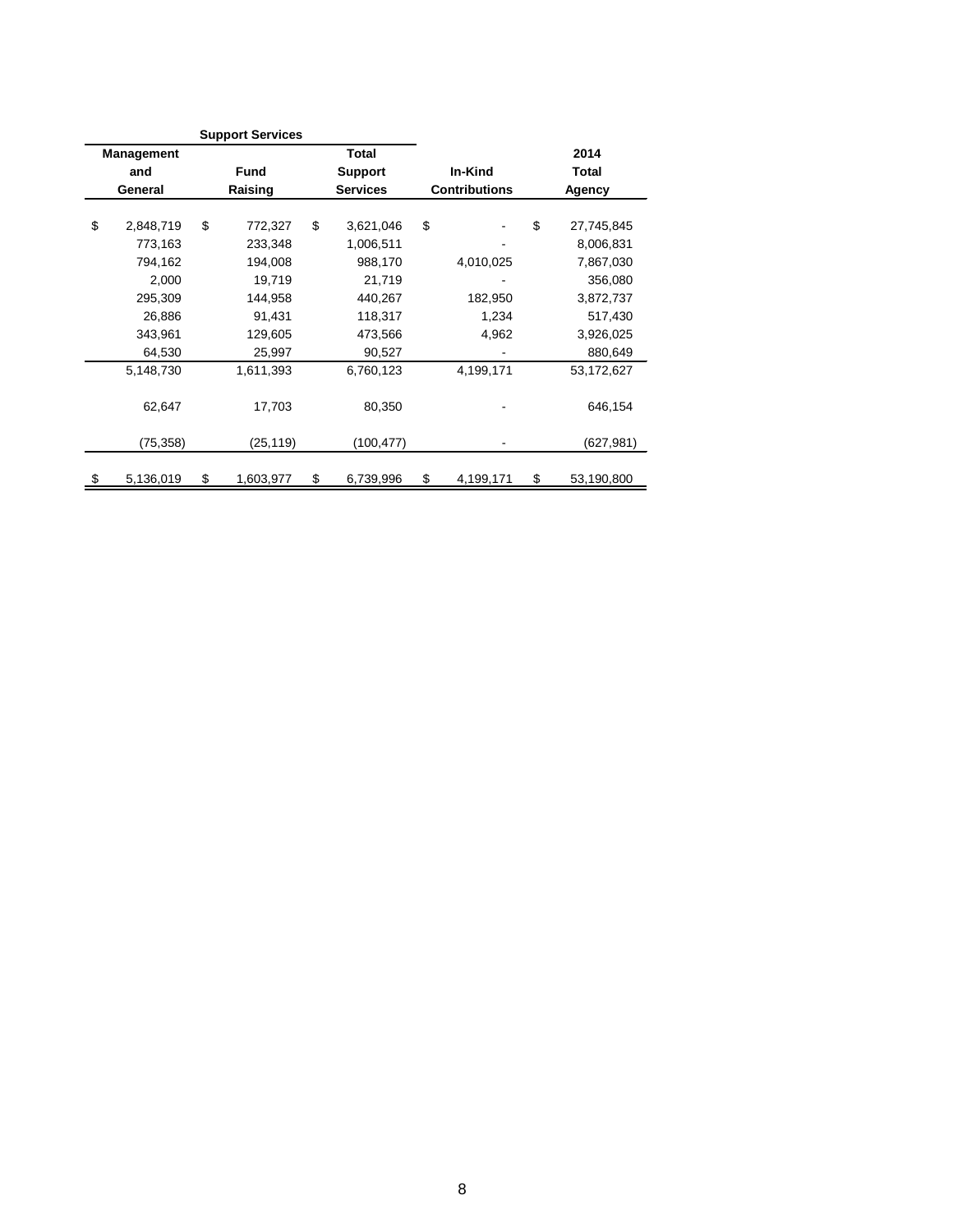| Support Services | | | | |
|---|---|---|---|---|
| Management and General | Fund Raising | Total Support Services | In-Kind Contributions | 2014 Total Agency |
| $ 2,848,719 | $ 772,327 | $ 3,621,046 | $ - | $ 27,745,845 |
| 773,163 | 233,348 | 1,006,511 | - | 8,006,831 |
| 794,162 | 194,008 | 988,170 | 4,010,025 | 7,867,030 |
| 2,000 | 19,719 | 21,719 | - | 356,080 |
| 295,309 | 144,958 | 440,267 | 182,950 | 3,872,737 |
| 26,886 | 91,431 | 118,317 | 1,234 | 517,430 |
| 343,961 | 129,605 | 473,566 | 4,962 | 3,926,025 |
| 64,530 | 25,997 | 90,527 | - | 880,649 |
| 5,148,730 | 1,611,393 | 6,760,123 | 4,199,171 | 53,172,627 |
| 62,647 | 17,703 | 80,350 | - | 646,154 |
| (75,358) | (25,119) | (100,477) | - | (627,981) |
| $ 5,136,019 | $ 1,603,977 | $ 6,739,996 | $ 4,199,171 | $ 53,190,800 |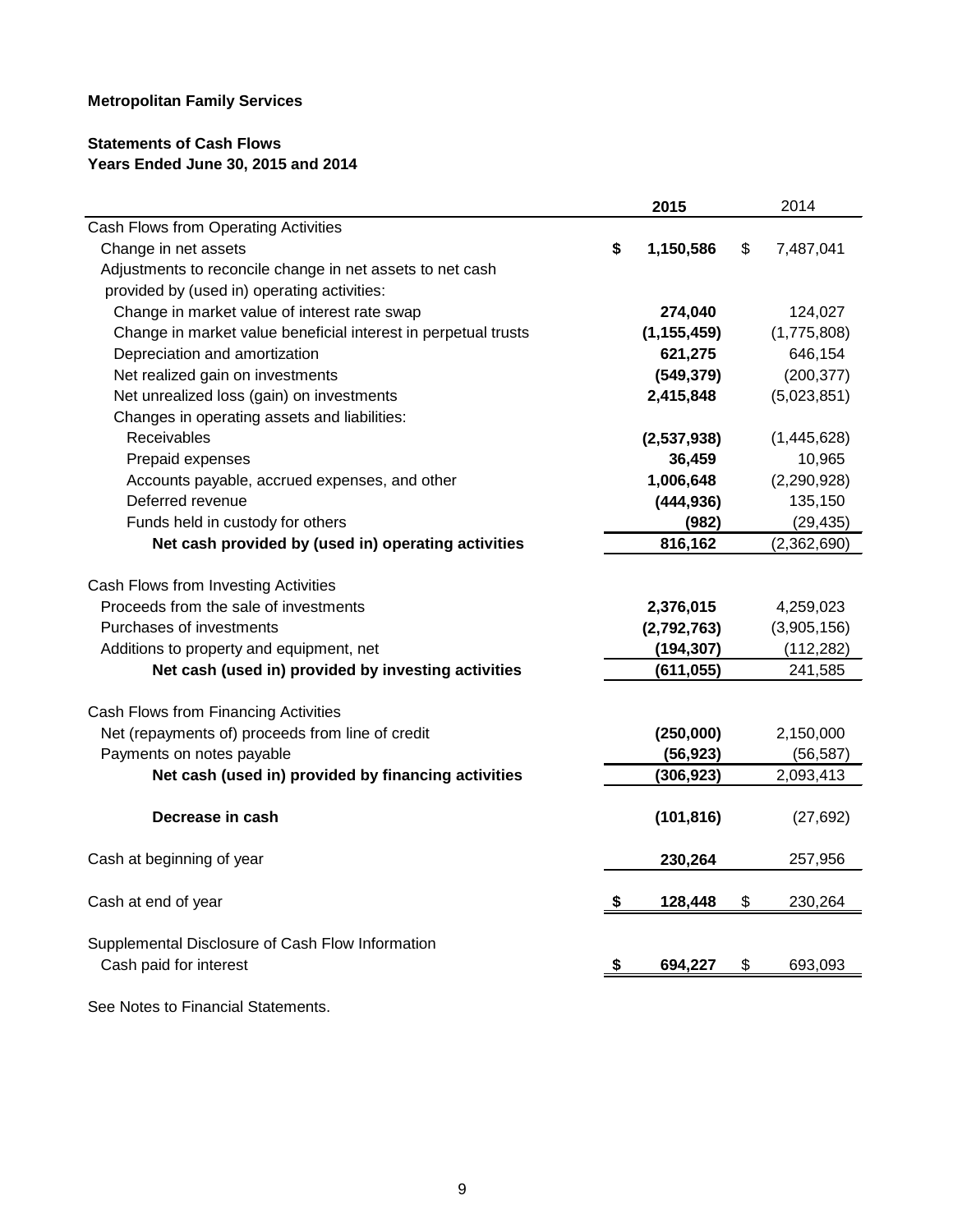**Metropolitan Family Services**

**Statements of Cash Flows**
**Years Ended June 30, 2015 and 2014**

| | 2015 | 2014 |
|---|---|---|
| Cash Flows from Operating Activities | | |
| Change in net assets | **$ 1,150,586** | $ 7,487,041 |
| Adjustments to reconcile change in net assets to net cash provided by (used in) operating activities: | | |
| Change in market value of interest rate swap | **274,040** | 124,027 |
| Change in market value beneficial interest in perpetual trusts | **(1,155,459)** | (1,775,808) |
| Depreciation and amortization | **621,275** | 646,154 |
| Net realized gain on investments | **(549,379)** | (200,377) |
| Net unrealized loss (gain) on investments | **2,415,848** | (5,023,851) |
| Changes in operating assets and liabilities: | | |
| Receivables | **(2,537,938)** | (1,445,628) |
| Prepaid expenses | **36,459** | 10,965 |
| Accounts payable, accrued expenses, and other | **1,006,648** | (2,290,928) |
| Deferred revenue | **(444,936)** | 135,150 |
| Funds held in custody for others | **(982)** | (29,435) |
| **Net cash provided by (used in) operating activities** | **816,162** | (2,362,690) |
| Cash Flows from Investing Activities | | |
| Proceeds from the sale of investments | **2,376,015** | 4,259,023 |
| Purchases of investments | **(2,792,763)** | (3,905,156) |
| Additions to property and equipment, net | **(194,307)** | (112,282) |
| **Net cash (used in) provided by investing activities** | **(611,055)** | 241,585 |
| Cash Flows from Financing Activities | | |
| Net (repayments of) proceeds from line of credit | **(250,000)** | 2,150,000 |
| Payments on notes payable | **(56,923)** | (56,587) |
| **Net cash (used in) provided by financing activities** | **(306,923)** | 2,093,413 |
| **Decrease in cash** | **(101,816)** | (27,692) |
| Cash at beginning of year | **230,264** | 257,956 |
| Cash at end of year | **$ 128,448** | $ 230,264 |
| Supplemental Disclosure of Cash Flow Information | | |
| Cash paid for interest | **$ 694,227** | $ 693,093 |

See Notes to Financial Statements.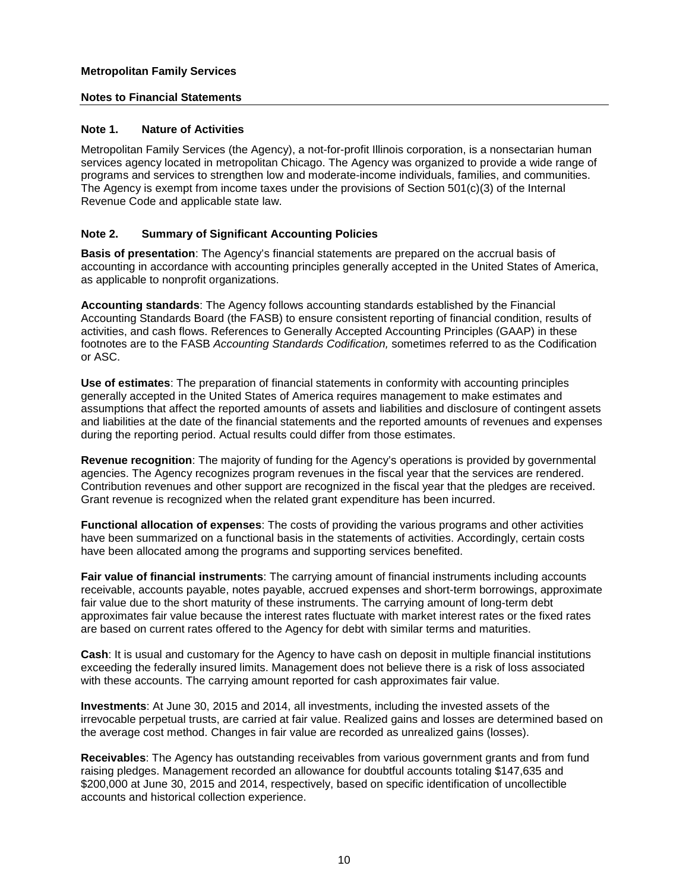**Metropolitan Family Services**

**Notes to Financial Statements**

---

### Note 1. Nature of Activities

Metropolitan Family Services (the Agency), a not-for-profit Illinois corporation, is a nonsectarian human services agency located in metropolitan Chicago. The Agency was organized to provide a wide range of programs and services to strengthen low and moderate-income individuals, families, and communities. The Agency is exempt from income taxes under the provisions of Section 501(c)(3) of the Internal Revenue Code and applicable state law.

### Note 2. Summary of Significant Accounting Policies

**Basis of presentation**: The Agency's financial statements are prepared on the accrual basis of accounting in accordance with accounting principles generally accepted in the United States of America, as applicable to nonprofit organizations.

**Accounting standards**: The Agency follows accounting standards established by the Financial Accounting Standards Board (the FASB) to ensure consistent reporting of financial condition, results of activities, and cash flows. References to Generally Accepted Accounting Principles (GAAP) in these footnotes are to the FASB *Accounting Standards Codification,* sometimes referred to as the Codification or ASC.

**Use of estimates**: The preparation of financial statements in conformity with accounting principles generally accepted in the United States of America requires management to make estimates and assumptions that affect the reported amounts of assets and liabilities and disclosure of contingent assets and liabilities at the date of the financial statements and the reported amounts of revenues and expenses during the reporting period. Actual results could differ from those estimates.

**Revenue recognition**: The majority of funding for the Agency's operations is provided by governmental agencies. The Agency recognizes program revenues in the fiscal year that the services are rendered. Contribution revenues and other support are recognized in the fiscal year that the pledges are received. Grant revenue is recognized when the related grant expenditure has been incurred.

**Functional allocation of expenses**: The costs of providing the various programs and other activities have been summarized on a functional basis in the statements of activities. Accordingly, certain costs have been allocated among the programs and supporting services benefited.

**Fair value of financial instruments**: The carrying amount of financial instruments including accounts receivable, accounts payable, notes payable, accrued expenses and short-term borrowings, approximate fair value due to the short maturity of these instruments. The carrying amount of long-term debt approximates fair value because the interest rates fluctuate with market interest rates or the fixed rates are based on current rates offered to the Agency for debt with similar terms and maturities.

**Cash**: It is usual and customary for the Agency to have cash on deposit in multiple financial institutions exceeding the federally insured limits. Management does not believe there is a risk of loss associated with these accounts. The carrying amount reported for cash approximates fair value.

**Investments**: At June 30, 2015 and 2014, all investments, including the invested assets of the irrevocable perpetual trusts, are carried at fair value. Realized gains and losses are determined based on the average cost method. Changes in fair value are recorded as unrealized gains (losses).

**Receivables**: The Agency has outstanding receivables from various government grants and from fund raising pledges. Management recorded an allowance for doubtful accounts totaling $147,635 and $200,000 at June 30, 2015 and 2014, respectively, based on specific identification of uncollectible accounts and historical collection experience.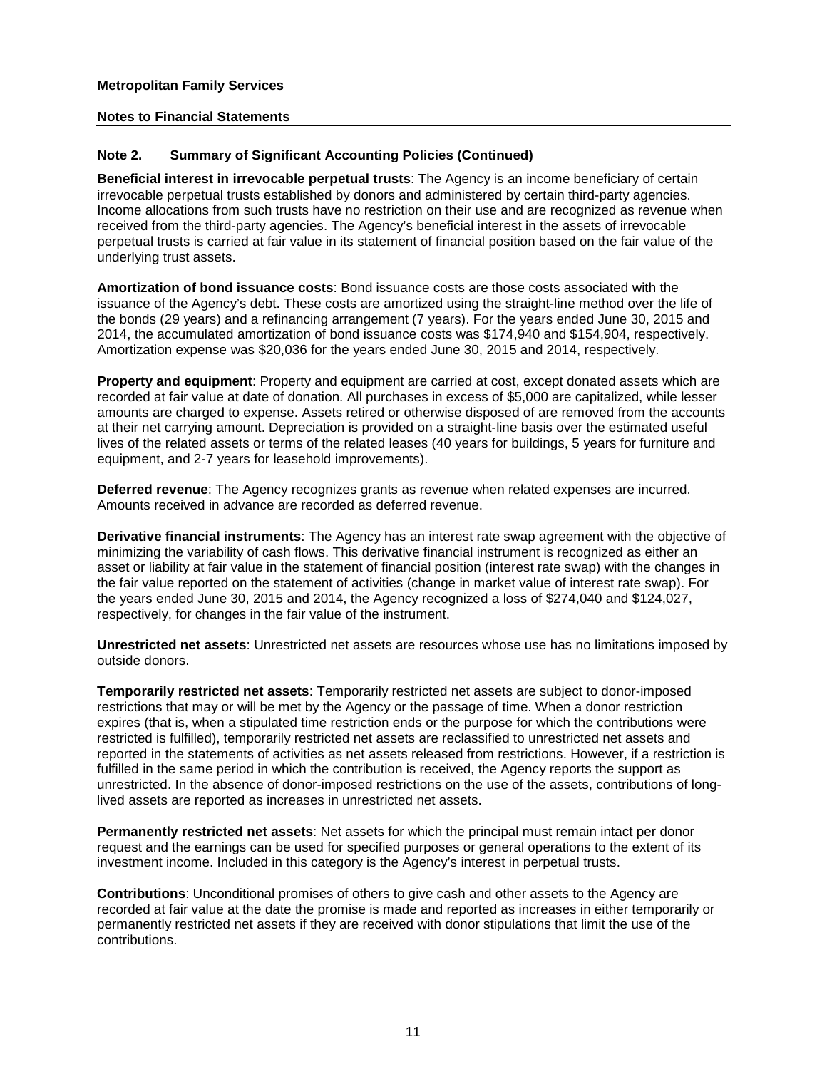**Metropolitan Family Services**

**Notes to Financial Statements**

## Note 2. Summary of Significant Accounting Policies (Continued)

**Beneficial interest in irrevocable perpetual trusts**: The Agency is an income beneficiary of certain irrevocable perpetual trusts established by donors and administered by certain third-party agencies. Income allocations from such trusts have no restriction on their use and are recognized as revenue when received from the third-party agencies. The Agency's beneficial interest in the assets of irrevocable perpetual trusts is carried at fair value in its statement of financial position based on the fair value of the underlying trust assets.

**Amortization of bond issuance costs**: Bond issuance costs are those costs associated with the issuance of the Agency's debt. These costs are amortized using the straight-line method over the life of the bonds (29 years) and a refinancing arrangement (7 years). For the years ended June 30, 2015 and 2014, the accumulated amortization of bond issuance costs was $174,940 and $154,904, respectively. Amortization expense was $20,036 for the years ended June 30, 2015 and 2014, respectively.

**Property and equipment**: Property and equipment are carried at cost, except donated assets which are recorded at fair value at date of donation. All purchases in excess of $5,000 are capitalized, while lesser amounts are charged to expense. Assets retired or otherwise disposed of are removed from the accounts at their net carrying amount. Depreciation is provided on a straight-line basis over the estimated useful lives of the related assets or terms of the related leases (40 years for buildings, 5 years for furniture and equipment, and 2-7 years for leasehold improvements).

**Deferred revenue**: The Agency recognizes grants as revenue when related expenses are incurred. Amounts received in advance are recorded as deferred revenue.

**Derivative financial instruments**: The Agency has an interest rate swap agreement with the objective of minimizing the variability of cash flows. This derivative financial instrument is recognized as either an asset or liability at fair value in the statement of financial position (interest rate swap) with the changes in the fair value reported on the statement of activities (change in market value of interest rate swap). For the years ended June 30, 2015 and 2014, the Agency recognized a loss of $274,040 and $124,027, respectively, for changes in the fair value of the instrument.

**Unrestricted net assets**: Unrestricted net assets are resources whose use has no limitations imposed by outside donors.

**Temporarily restricted net assets**: Temporarily restricted net assets are subject to donor-imposed restrictions that may or will be met by the Agency or the passage of time. When a donor restriction expires (that is, when a stipulated time restriction ends or the purpose for which the contributions were restricted is fulfilled), temporarily restricted net assets are reclassified to unrestricted net assets and reported in the statements of activities as net assets released from restrictions. However, if a restriction is fulfilled in the same period in which the contribution is received, the Agency reports the support as unrestricted. In the absence of donor-imposed restrictions on the use of the assets, contributions of long-lived assets are reported as increases in unrestricted net assets.

**Permanently restricted net assets**: Net assets for which the principal must remain intact per donor request and the earnings can be used for specified purposes or general operations to the extent of its investment income. Included in this category is the Agency's interest in perpetual trusts.

**Contributions**: Unconditional promises of others to give cash and other assets to the Agency are recorded at fair value at the date the promise is made and reported as increases in either temporarily or permanently restricted net assets if they are received with donor stipulations that limit the use of the contributions.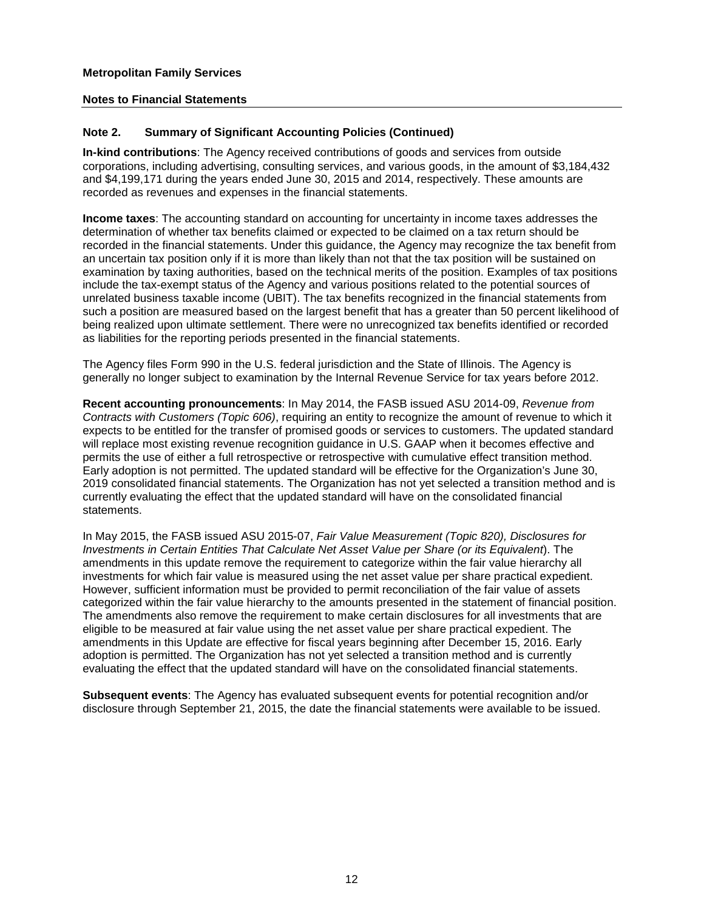**Metropolitan Family Services**

**Notes to Financial Statements**

**Note 2. Summary of Significant Accounting Policies (Continued)**

**In-kind contributions**: The Agency received contributions of goods and services from outside corporations, including advertising, consulting services, and various goods, in the amount of $3,184,432 and $4,199,171 during the years ended June 30, 2015 and 2014, respectively. These amounts are recorded as revenues and expenses in the financial statements.

**Income taxes**: The accounting standard on accounting for uncertainty in income taxes addresses the determination of whether tax benefits claimed or expected to be claimed on a tax return should be recorded in the financial statements. Under this guidance, the Agency may recognize the tax benefit from an uncertain tax position only if it is more than likely than not that the tax position will be sustained on examination by taxing authorities, based on the technical merits of the position. Examples of tax positions include the tax-exempt status of the Agency and various positions related to the potential sources of unrelated business taxable income (UBIT). The tax benefits recognized in the financial statements from such a position are measured based on the largest benefit that has a greater than 50 percent likelihood of being realized upon ultimate settlement. There were no unrecognized tax benefits identified or recorded as liabilities for the reporting periods presented in the financial statements.

The Agency files Form 990 in the U.S. federal jurisdiction and the State of Illinois. The Agency is generally no longer subject to examination by the Internal Revenue Service for tax years before 2012.

**Recent accounting pronouncements**: In May 2014, the FASB issued ASU 2014-09, *Revenue from Contracts with Customers (Topic 606)*, requiring an entity to recognize the amount of revenue to which it expects to be entitled for the transfer of promised goods or services to customers. The updated standard will replace most existing revenue recognition guidance in U.S. GAAP when it becomes effective and permits the use of either a full retrospective or retrospective with cumulative effect transition method. Early adoption is not permitted. The updated standard will be effective for the Organization's June 30, 2019 consolidated financial statements. The Organization has not yet selected a transition method and is currently evaluating the effect that the updated standard will have on the consolidated financial statements.

In May 2015, the FASB issued ASU 2015-07, *Fair Value Measurement (Topic 820), Disclosures for Investments in Certain Entities That Calculate Net Asset Value per Share (or its Equivalent*). The amendments in this update remove the requirement to categorize within the fair value hierarchy all investments for which fair value is measured using the net asset value per share practical expedient. However, sufficient information must be provided to permit reconciliation of the fair value of assets categorized within the fair value hierarchy to the amounts presented in the statement of financial position. The amendments also remove the requirement to make certain disclosures for all investments that are eligible to be measured at fair value using the net asset value per share practical expedient. The amendments in this Update are effective for fiscal years beginning after December 15, 2016. Early adoption is permitted. The Organization has not yet selected a transition method and is currently evaluating the effect that the updated standard will have on the consolidated financial statements.

**Subsequent events**: The Agency has evaluated subsequent events for potential recognition and/or disclosure through September 21, 2015, the date the financial statements were available to be issued.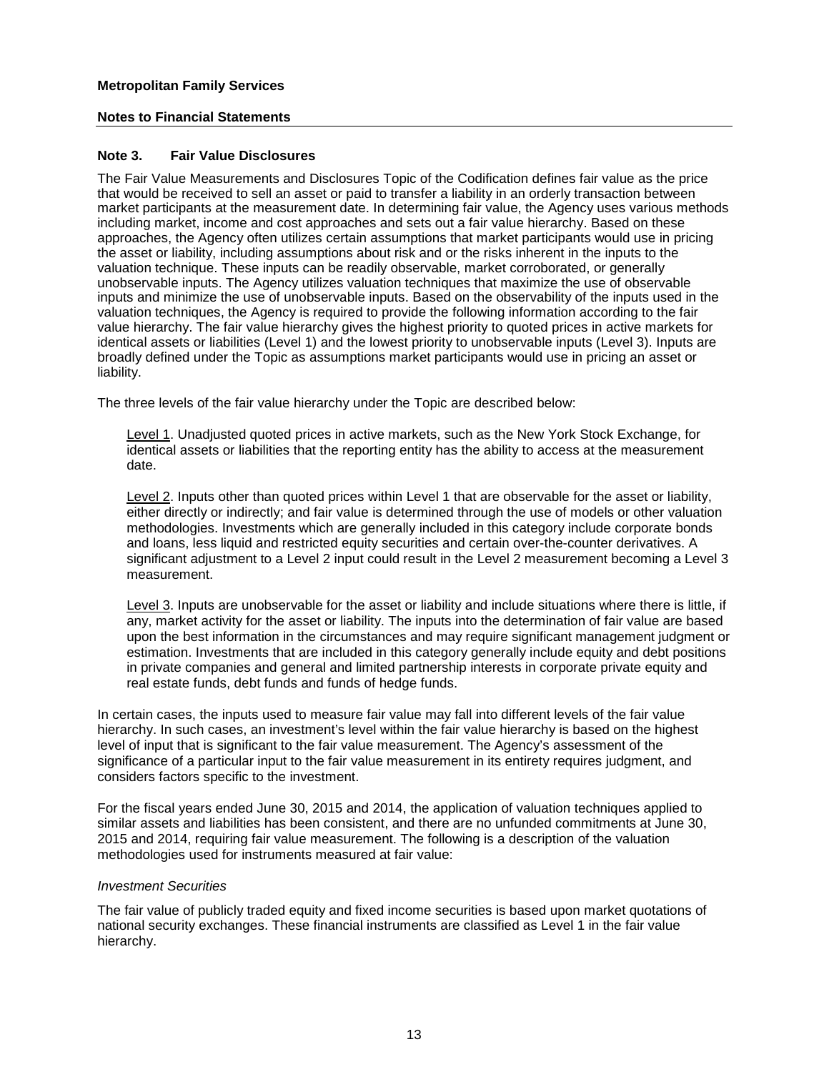## Note 3. Fair Value Disclosures

The Fair Value Measurements and Disclosures Topic of the Codification defines fair value as the price that would be received to sell an asset or paid to transfer a liability in an orderly transaction between market participants at the measurement date. In determining fair value, the Agency uses various methods including market, income and cost approaches and sets out a fair value hierarchy. Based on these approaches, the Agency often utilizes certain assumptions that market participants would use in pricing the asset or liability, including assumptions about risk and or the risks inherent in the inputs to the valuation technique. These inputs can be readily observable, market corroborated, or generally unobservable inputs. The Agency utilizes valuation techniques that maximize the use of observable inputs and minimize the use of unobservable inputs. Based on the observability of the inputs used in the valuation techniques, the Agency is required to provide the following information according to the fair value hierarchy. The fair value hierarchy gives the highest priority to quoted prices in active markets for identical assets or liabilities (Level 1) and the lowest priority to unobservable inputs (Level 3). Inputs are broadly defined under the Topic as assumptions market participants would use in pricing an asset or liability.

The three levels of the fair value hierarchy under the Topic are described below:

Level 1. Unadjusted quoted prices in active markets, such as the New York Stock Exchange, for identical assets or liabilities that the reporting entity has the ability to access at the measurement date.

Level 2. Inputs other than quoted prices within Level 1 that are observable for the asset or liability, either directly or indirectly; and fair value is determined through the use of models or other valuation methodologies. Investments which are generally included in this category include corporate bonds and loans, less liquid and restricted equity securities and certain over-the-counter derivatives. A significant adjustment to a Level 2 input could result in the Level 2 measurement becoming a Level 3 measurement.

Level 3. Inputs are unobservable for the asset or liability and include situations where there is little, if any, market activity for the asset or liability. The inputs into the determination of fair value are based upon the best information in the circumstances and may require significant management judgment or estimation. Investments that are included in this category generally include equity and debt positions in private companies and general and limited partnership interests in corporate private equity and real estate funds, debt funds and funds of hedge funds.

In certain cases, the inputs used to measure fair value may fall into different levels of the fair value hierarchy. In such cases, an investment's level within the fair value hierarchy is based on the highest level of input that is significant to the fair value measurement. The Agency's assessment of the significance of a particular input to the fair value measurement in its entirety requires judgment, and considers factors specific to the investment.

For the fiscal years ended June 30, 2015 and 2014, the application of valuation techniques applied to similar assets and liabilities has been consistent, and there are no unfunded commitments at June 30, 2015 and 2014, requiring fair value measurement. The following is a description of the valuation methodologies used for instruments measured at fair value:

*Investment Securities*

The fair value of publicly traded equity and fixed income securities is based upon market quotations of national security exchanges. These financial instruments are classified as Level 1 in the fair value hierarchy.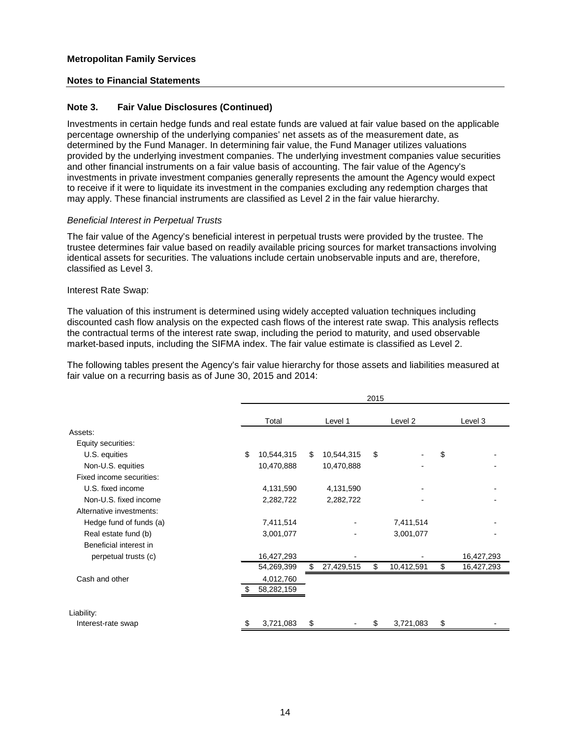Metropolitan Family Services

Notes to Financial Statements

## Note 3. Fair Value Disclosures (Continued)

Investments in certain hedge funds and real estate funds are valued at fair value based on the applicable percentage ownership of the underlying companies' net assets as of the measurement date, as determined by the Fund Manager. In determining fair value, the Fund Manager utilizes valuations provided by the underlying investment companies. The underlying investment companies value securities and other financial instruments on a fair value basis of accounting. The fair value of the Agency's investments in private investment companies generally represents the amount the Agency would expect to receive if it were to liquidate its investment in the companies excluding any redemption charges that may apply. These financial instruments are classified as Level 2 in the fair value hierarchy.

*Beneficial Interest in Perpetual Trusts*

The fair value of the Agency's beneficial interest in perpetual trusts were provided by the trustee. The trustee determines fair value based on readily available pricing sources for market transactions involving identical assets for securities. The valuations include certain unobservable inputs and are, therefore, classified as Level 3.

Interest Rate Swap:

The valuation of this instrument is determined using widely accepted valuation techniques including discounted cash flow analysis on the expected cash flows of the interest rate swap. This analysis reflects the contractual terms of the interest rate swap, including the period to maturity, and used observable market-based inputs, including the SIFMA index. The fair value estimate is classified as Level 2.

The following tables present the Agency's fair value hierarchy for those assets and liabilities measured at fair value on a recurring basis as of June 30, 2015 and 2014:

| | 2015 | | | |
|---|---|---|---|---|
| | Total | Level 1 | Level 2 | Level 3 |
| Assets: | | | | |
| Equity securities: | | | | |
| U.S. equities | $ 10,544,315 | $ 10,544,315 | $ - | $ - |
| Non-U.S. equities | 10,470,888 | 10,470,888 | - | - |
| Fixed income securities: | | | | |
| U.S. fixed income | 4,131,590 | 4,131,590 | - | - |
| Non-U.S. fixed income | 2,282,722 | 2,282,722 | - | - |
| Alternative investments: | | | | |
| Hedge fund of funds (a) | 7,411,514 | - | 7,411,514 | - |
| Real estate fund (b) | 3,001,077 | - | 3,001,077 | - |
| Beneficial interest in perpetual trusts (c) | 16,427,293 | - | - | 16,427,293 |
| | 54,269,399 | $ 27,429,515 | $ 10,412,591 | $ 16,427,293 |
| Cash and other | 4,012,760 | | | |
| | $ 58,282,159 | | | |
| Liability: | | | | |
| Interest-rate swap | $ 3,721,083 | $ - | $ 3,721,083 | $ - |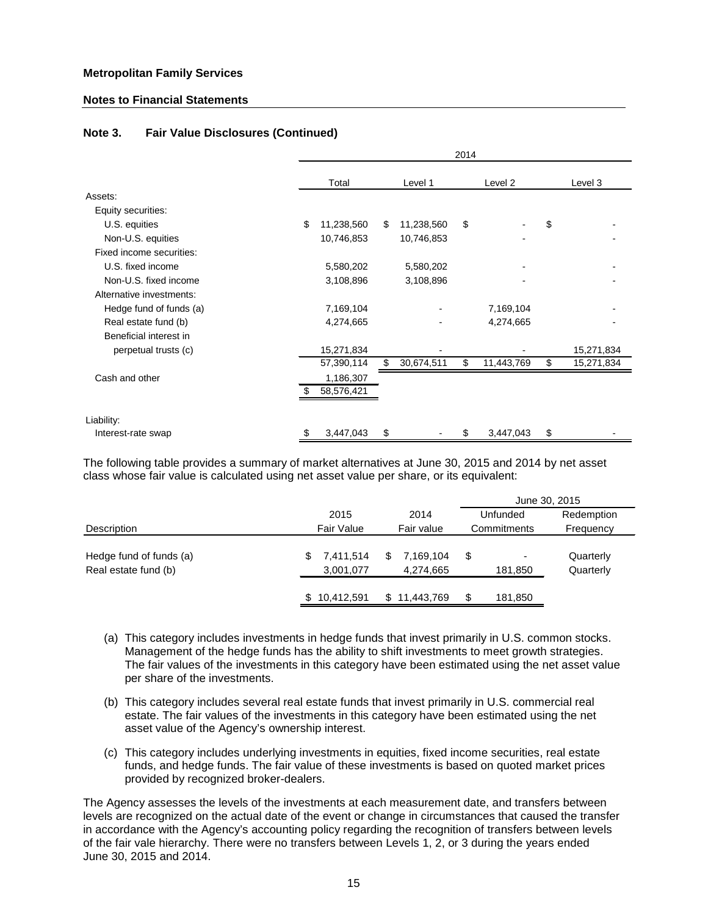**Metropolitan Family Services**

**Notes to Financial Statements**

### Note 3. Fair Value Disclosures (Continued)

| | 2014 | | | |
|---|---|---|---|---|
| | Total | Level 1 | Level 2 | Level 3 |
| Assets: | | | | |
| Equity securities: | | | | |
| U.S. equities | $ 11,238,560 | $ 11,238,560 | $ - | $ - |
| Non-U.S. equities | 10,746,853 | 10,746,853 | - | - |
| Fixed income securities: | | | | |
| U.S. fixed income | 5,580,202 | 5,580,202 | - | - |
| Non-U.S. fixed income | 3,108,896 | 3,108,896 | - | - |
| Alternative investments: | | | | |
| Hedge fund of funds (a) | 7,169,104 | - | 7,169,104 | - |
| Real estate fund (b) | 4,274,665 | - | 4,274,665 | - |
| Beneficial interest in perpetual trusts (c) | 15,271,834 | - | - | 15,271,834 |
| | 57,390,114 | $ 30,674,511 | $ 11,443,769 | $ 15,271,834 |
| Cash and other | 1,186,307 | | | |
| | $ 58,576,421 | | | |
| Liability: | | | | |
| Interest-rate swap | $ 3,447,043 | $ - | $ 3,447,043 | $ - |

The following table provides a summary of market alternatives at June 30, 2015 and 2014 by net asset class whose fair value is calculated using net asset value per share, or its equivalent:

| | | | June 30, 2015 | |
|---|---|---|---|---|
| Description | 2015 Fair Value | 2014 Fair value | Unfunded Commitments | Redemption Frequency |
| Hedge fund of funds (a) | $ 7,411,514 | $ 7,169,104 | $ - | Quarterly |
| Real estate fund (b) | 3,001,077 | 4,274,665 | 181,850 | Quarterly |
| | $ 10,412,591 | $ 11,443,769 | $ 181,850 | |

(a) This category includes investments in hedge funds that invest primarily in U.S. common stocks. Management of the hedge funds has the ability to shift investments to meet growth strategies. The fair values of the investments in this category have been estimated using the net asset value per share of the investments.

(b) This category includes several real estate funds that invest primarily in U.S. commercial real estate. The fair values of the investments in this category have been estimated using the net asset value of the Agency's ownership interest.

(c) This category includes underlying investments in equities, fixed income securities, real estate funds, and hedge funds. The fair value of these investments is based on quoted market prices provided by recognized broker-dealers.

The Agency assesses the levels of the investments at each measurement date, and transfers between levels are recognized on the actual date of the event or change in circumstances that caused the transfer in accordance with the Agency's accounting policy regarding the recognition of transfers between levels of the fair vale hierarchy. There were no transfers between Levels 1, 2, or 3 during the years ended June 30, 2015 and 2014.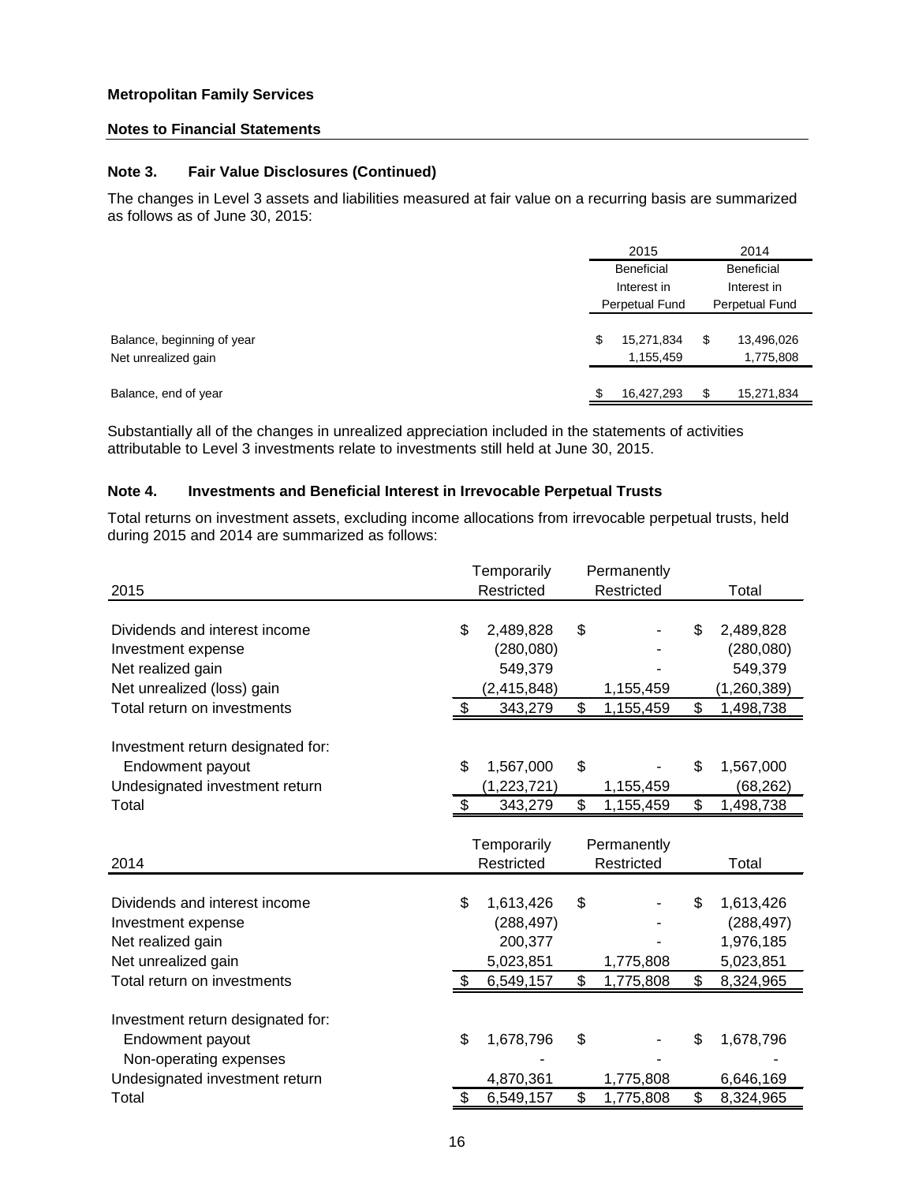**Metropolitan Family Services**

**Notes to Financial Statements**

### Note 3. Fair Value Disclosures (Continued)

The changes in Level 3 assets and liabilities measured at fair value on a recurring basis are summarized as follows as of June 30, 2015:

| | 2015 Beneficial Interest in Perpetual Fund | 2014 Beneficial Interest in Perpetual Fund |
|---|---|---|
| Balance, beginning of year | $ 15,271,834 | $ 13,496,026 |
| Net unrealized gain | 1,155,459 | 1,775,808 |
| Balance, end of year | $ 16,427,293 | $ 15,271,834 |

Substantially all of the changes in unrealized appreciation included in the statements of activities attributable to Level 3 investments relate to investments still held at June 30, 2015.

### Note 4. Investments and Beneficial Interest in Irrevocable Perpetual Trusts

Total returns on investment assets, excluding income allocations from irrevocable perpetual trusts, held during 2015 and 2014 are summarized as follows:

| 2015 | Temporarily Restricted | Permanently Restricted | Total |
|---|---|---|---|
| Dividends and interest income | $ 2,489,828 | $ - | $ 2,489,828 |
| Investment expense | (280,080) | - | (280,080) |
| Net realized gain | 549,379 | - | 549,379 |
| Net unrealized (loss) gain | (2,415,848) | 1,155,459 | (1,260,389) |
| Total return on investments | $ 343,279 | $ 1,155,459 | $ 1,498,738 |
| | | | |
| Investment return designated for: | | | |
| Endowment payout | $ 1,567,000 | $ - | $ 1,567,000 |
| Undesignated investment return | (1,223,721) | 1,155,459 | (68,262) |
| Total | $ 343,279 | $ 1,155,459 | $ 1,498,738 |

| 2014 | Temporarily Restricted | Permanently Restricted | Total |
|---|---|---|---|
| Dividends and interest income | $ 1,613,426 | $ - | $ 1,613,426 |
| Investment expense | (288,497) | - | (288,497) |
| Net realized gain | 200,377 | - | 1,976,185 |
| Net unrealized gain | 5,023,851 | 1,775,808 | 5,023,851 |
| Total return on investments | $ 6,549,157 | $ 1,775,808 | $ 8,324,965 |
| | | | |
| Investment return designated for: | | | |
| Endowment payout | $ 1,678,796 | $ - | $ 1,678,796 |
| Non-operating expenses | - | - | - |
| Undesignated investment return | 4,870,361 | 1,775,808 | 6,646,169 |
| Total | $ 6,549,157 | $ 1,775,808 | $ 8,324,965 |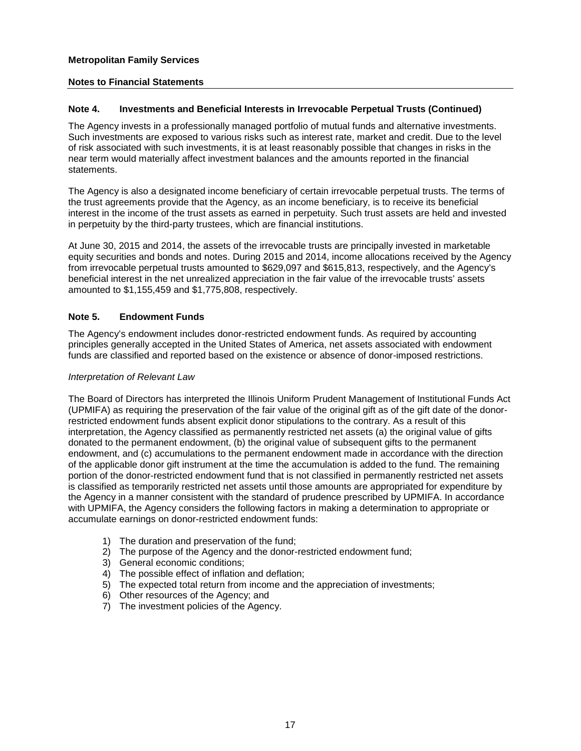## Note 4. Investments and Beneficial Interests in Irrevocable Perpetual Trusts (Continued)

The Agency invests in a professionally managed portfolio of mutual funds and alternative investments. Such investments are exposed to various risks such as interest rate, market and credit. Due to the level of risk associated with such investments, it is at least reasonably possible that changes in risks in the near term would materially affect investment balances and the amounts reported in the financial statements.

The Agency is also a designated income beneficiary of certain irrevocable perpetual trusts. The terms of the trust agreements provide that the Agency, as an income beneficiary, is to receive its beneficial interest in the income of the trust assets as earned in perpetuity. Such trust assets are held and invested in perpetuity by the third-party trustees, which are financial institutions.

At June 30, 2015 and 2014, the assets of the irrevocable trusts are principally invested in marketable equity securities and bonds and notes. During 2015 and 2014, income allocations received by the Agency from irrevocable perpetual trusts amounted to $629,097 and $615,813, respectively, and the Agency's beneficial interest in the net unrealized appreciation in the fair value of the irrevocable trusts' assets amounted to $1,155,459 and $1,775,808, respectively.

## Note 5. Endowment Funds

The Agency's endowment includes donor-restricted endowment funds. As required by accounting principles generally accepted in the United States of America, net assets associated with endowment funds are classified and reported based on the existence or absence of donor-imposed restrictions.

*Interpretation of Relevant Law*

The Board of Directors has interpreted the Illinois Uniform Prudent Management of Institutional Funds Act (UPMIFA) as requiring the preservation of the fair value of the original gift as of the gift date of the donor-restricted endowment funds absent explicit donor stipulations to the contrary. As a result of this interpretation, the Agency classified as permanently restricted net assets (a) the original value of gifts donated to the permanent endowment, (b) the original value of subsequent gifts to the permanent endowment, and (c) accumulations to the permanent endowment made in accordance with the direction of the applicable donor gift instrument at the time the accumulation is added to the fund. The remaining portion of the donor-restricted endowment fund that is not classified in permanently restricted net assets is classified as temporarily restricted net assets until those amounts are appropriated for expenditure by the Agency in a manner consistent with the standard of prudence prescribed by UPMIFA. In accordance with UPMIFA, the Agency considers the following factors in making a determination to appropriate or accumulate earnings on donor-restricted endowment funds:

1) The duration and preservation of the fund;
2) The purpose of the Agency and the donor-restricted endowment fund;
3) General economic conditions;
4) The possible effect of inflation and deflation;
5) The expected total return from income and the appreciation of investments;
6) Other resources of the Agency; and
7) The investment policies of the Agency.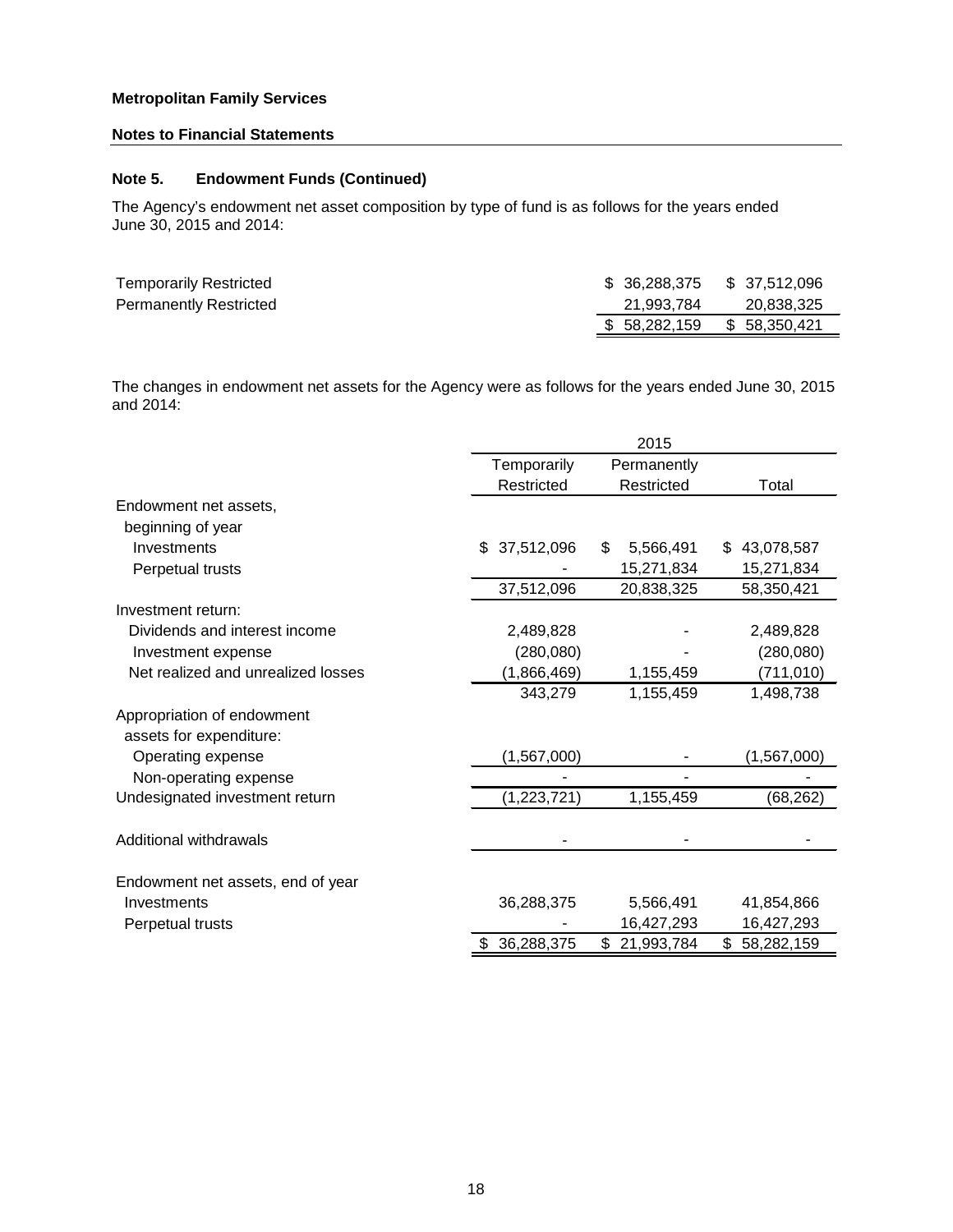**Metropolitan Family Services**

**Notes to Financial Statements**

## Note 5. Endowment Funds (Continued)

The Agency's endowment net asset composition by type of fund is as follows for the years ended June 30, 2015 and 2014:

| | | |
|---|---|---|
| Temporarily Restricted | $ 36,288,375 | $ 37,512,096 |
| Permanently Restricted | 21,993,784 | 20,838,325 |
| | $ 58,282,159 | $ 58,350,421 |

The changes in endowment net assets for the Agency were as follows for the years ended June 30, 2015 and 2014:

| | 2015 | | |
|---|---|---|---|
| | Temporarily Restricted | Permanently Restricted | Total |
| Endowment net assets, beginning of year | | | |
| Investments | $ 37,512,096 | $ 5,566,491 | $ 43,078,587 |
| Perpetual trusts | - | 15,271,834 | 15,271,834 |
| | 37,512,096 | 20,838,325 | 58,350,421 |
| Investment return: | | | |
| Dividends and interest income | 2,489,828 | - | 2,489,828 |
| Investment expense | (280,080) | - | (280,080) |
| Net realized and unrealized losses | (1,866,469) | 1,155,459 | (711,010) |
| | 343,279 | 1,155,459 | 1,498,738 |
| Appropriation of endowment assets for expenditure: | | | |
| Operating expense | (1,567,000) | - | (1,567,000) |
| Non-operating expense | - | - | - |
| Undesignated investment return | (1,223,721) | 1,155,459 | (68,262) |
| Additional withdrawals | - | - | - |
| Endowment net assets, end of year | | | |
| Investments | 36,288,375 | 5,566,491 | 41,854,866 |
| Perpetual trusts | - | 16,427,293 | 16,427,293 |
| | $ 36,288,375 | $ 21,993,784 | $ 58,282,159 |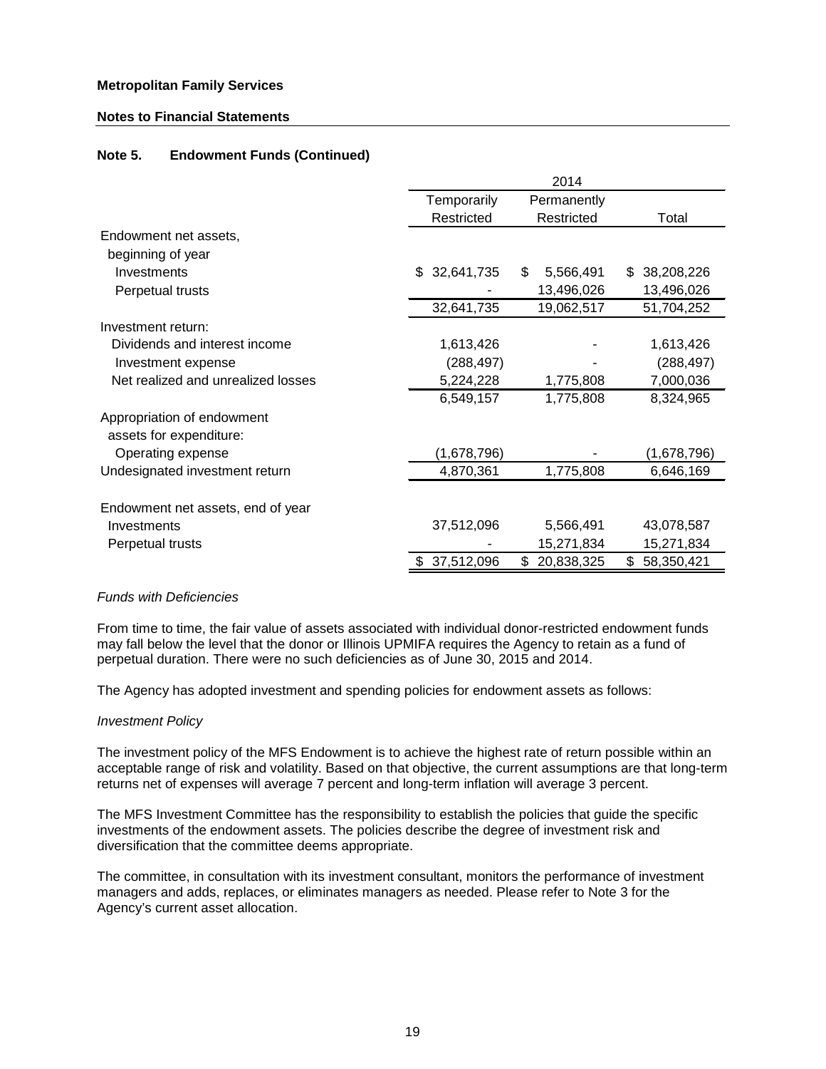**Metropolitan Family Services**

**Notes to Financial Statements**

**Note 5. Endowment Funds (Continued)**

| | 2014 | | |
|---|---|---|---|
| | Temporarily Restricted | Permanently Restricted | Total |
| Endowment net assets, beginning of year | | | |
| Investments | $ 32,641,735 | $ 5,566,491 | $ 38,208,226 |
| Perpetual trusts | - | 13,496,026 | 13,496,026 |
| | 32,641,735 | 19,062,517 | 51,704,252 |
| Investment return: | | | |
| Dividends and interest income | 1,613,426 | - | 1,613,426 |
| Investment expense | (288,497) | - | (288,497) |
| Net realized and unrealized losses | 5,224,228 | 1,775,808 | 7,000,036 |
| | 6,549,157 | 1,775,808 | 8,324,965 |
| Appropriation of endowment assets for expenditure: | | | |
| Operating expense | (1,678,796) | - | (1,678,796) |
| Undesignated investment return | 4,870,361 | 1,775,808 | 6,646,169 |
| Endowment net assets, end of year | | | |
| Investments | 37,512,096 | 5,566,491 | 43,078,587 |
| Perpetual trusts | - | 15,271,834 | 15,271,834 |
| | $ 37,512,096 | $ 20,838,325 | $ 58,350,421 |

*Funds with Deficiencies*

From time to time, the fair value of assets associated with individual donor-restricted endowment funds may fall below the level that the donor or Illinois UPMIFA requires the Agency to retain as a fund of perpetual duration. There were no such deficiencies as of June 30, 2015 and 2014.

The Agency has adopted investment and spending policies for endowment assets as follows:

*Investment Policy*

The investment policy of the MFS Endowment is to achieve the highest rate of return possible within an acceptable range of risk and volatility. Based on that objective, the current assumptions are that long-term returns net of expenses will average 7 percent and long-term inflation will average 3 percent.

The MFS Investment Committee has the responsibility to establish the policies that guide the specific investments of the endowment assets. The policies describe the degree of investment risk and diversification that the committee deems appropriate.

The committee, in consultation with its investment consultant, monitors the performance of investment managers and adds, replaces, or eliminates managers as needed. Please refer to Note 3 for the Agency's current asset allocation.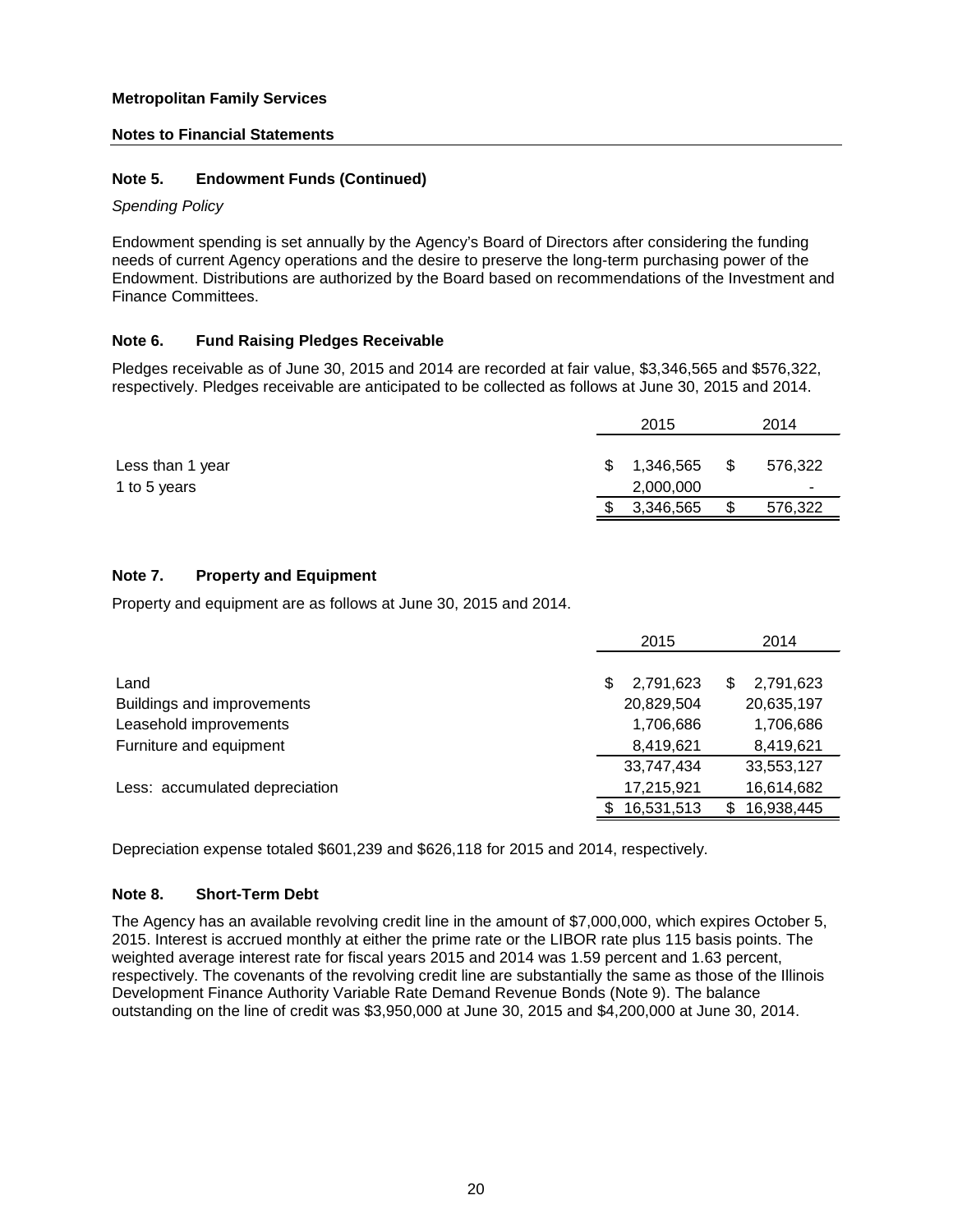**Metropolitan Family Services**

**Notes to Financial Statements**

## Note 5. Endowment Funds (Continued)

*Spending Policy*

Endowment spending is set annually by the Agency's Board of Directors after considering the funding needs of current Agency operations and the desire to preserve the long-term purchasing power of the Endowment. Distributions are authorized by the Board based on recommendations of the Investment and Finance Committees.

## Note 6. Fund Raising Pledges Receivable

Pledges receivable as of June 30, 2015 and 2014 are recorded at fair value, $3,346,565 and $576,322, respectively. Pledges receivable are anticipated to be collected as follows at June 30, 2015 and 2014.

| | 2015 | 2014 |
|---|---|---|
| Less than 1 year | $ 1,346,565 | $ 576,322 |
| 1 to 5 years | 2,000,000 | - |
| | $ 3,346,565 | $ 576,322 |

## Note 7. Property and Equipment

Property and equipment are as follows at June 30, 2015 and 2014.

| | 2015 | 2014 |
|---|---|---|
| Land | $ 2,791,623 | $ 2,791,623 |
| Buildings and improvements | 20,829,504 | 20,635,197 |
| Leasehold improvements | 1,706,686 | 1,706,686 |
| Furniture and equipment | 8,419,621 | 8,419,621 |
| | 33,747,434 | 33,553,127 |
| Less: accumulated depreciation | 17,215,921 | 16,614,682 |
| | $ 16,531,513 | $ 16,938,445 |

Depreciation expense totaled $601,239 and $626,118 for 2015 and 2014, respectively.

## Note 8. Short-Term Debt

The Agency has an available revolving credit line in the amount of $7,000,000, which expires October 5, 2015. Interest is accrued monthly at either the prime rate or the LIBOR rate plus 115 basis points. The weighted average interest rate for fiscal years 2015 and 2014 was 1.59 percent and 1.63 percent, respectively. The covenants of the revolving credit line are substantially the same as those of the Illinois Development Finance Authority Variable Rate Demand Revenue Bonds (Note 9). The balance outstanding on the line of credit was $3,950,000 at June 30, 2015 and $4,200,000 at June 30, 2014.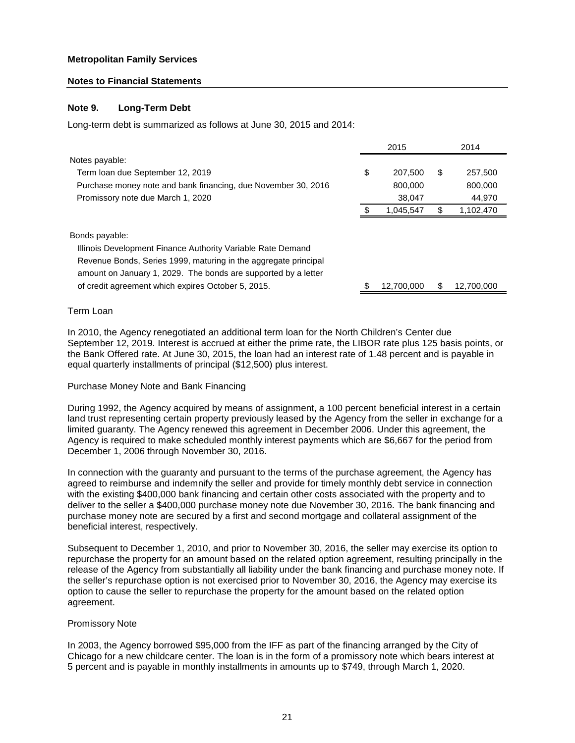**Metropolitan Family Services**

**Notes to Financial Statements**

## Note 9. Long-Term Debt

Long-term debt is summarized as follows at June 30, 2015 and 2014:

| | 2015 | 2014 |
|---|---|---|
| Notes payable: | | |
| Term loan due September 12, 2019 | $ 207,500 | $ 257,500 |
| Purchase money note and bank financing, due November 30, 2016 | 800,000 | 800,000 |
| Promissory note due March 1, 2020 | 38,047 | 44,970 |
| | $ 1,045,547 | $ 1,102,470 |
| Bonds payable: | | |
| Illinois Development Finance Authority Variable Rate Demand Revenue Bonds, Series 1999, maturing in the aggregate principal amount on January 1, 2029. The bonds are supported by a letter of credit agreement which expires October 5, 2015. | $ 12,700,000 | $ 12,700,000 |

Term Loan

In 2010, the Agency renegotiated an additional term loan for the North Children's Center due September 12, 2019. Interest is accrued at either the prime rate, the LIBOR rate plus 125 basis points, or the Bank Offered rate. At June 30, 2015, the loan had an interest rate of 1.48 percent and is payable in equal quarterly installments of principal ($12,500) plus interest.

Purchase Money Note and Bank Financing

During 1992, the Agency acquired by means of assignment, a 100 percent beneficial interest in a certain land trust representing certain property previously leased by the Agency from the seller in exchange for a limited guaranty. The Agency renewed this agreement in December 2006. Under this agreement, the Agency is required to make scheduled monthly interest payments which are $6,667 for the period from December 1, 2006 through November 30, 2016.

In connection with the guaranty and pursuant to the terms of the purchase agreement, the Agency has agreed to reimburse and indemnify the seller and provide for timely monthly debt service in connection with the existing $400,000 bank financing and certain other costs associated with the property and to deliver to the seller a $400,000 purchase money note due November 30, 2016. The bank financing and purchase money note are secured by a first and second mortgage and collateral assignment of the beneficial interest, respectively.

Subsequent to December 1, 2010, and prior to November 30, 2016, the seller may exercise its option to repurchase the property for an amount based on the related option agreement, resulting principally in the release of the Agency from substantially all liability under the bank financing and purchase money note. If the seller's repurchase option is not exercised prior to November 30, 2016, the Agency may exercise its option to cause the seller to repurchase the property for the amount based on the related option agreement.

Promissory Note

In 2003, the Agency borrowed $95,000 from the IFF as part of the financing arranged by the City of Chicago for a new childcare center. The loan is in the form of a promissory note which bears interest at 5 percent and is payable in monthly installments in amounts up to $749, through March 1, 2020.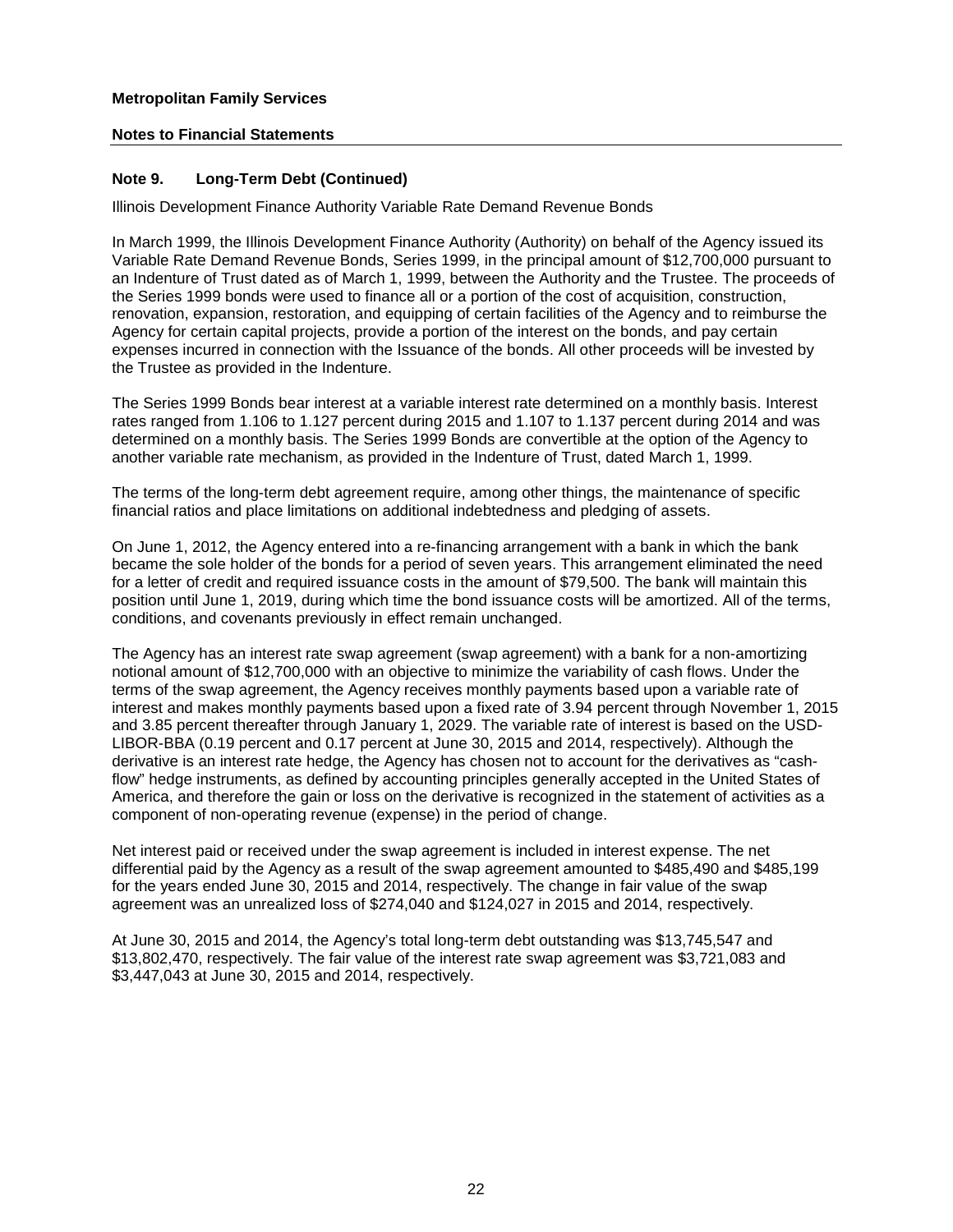## Note 9. Long-Term Debt (Continued)

Illinois Development Finance Authority Variable Rate Demand Revenue Bonds

In March 1999, the Illinois Development Finance Authority (Authority) on behalf of the Agency issued its Variable Rate Demand Revenue Bonds, Series 1999, in the principal amount of $12,700,000 pursuant to an Indenture of Trust dated as of March 1, 1999, between the Authority and the Trustee. The proceeds of the Series 1999 bonds were used to finance all or a portion of the cost of acquisition, construction, renovation, expansion, restoration, and equipping of certain facilities of the Agency and to reimburse the Agency for certain capital projects, provide a portion of the interest on the bonds, and pay certain expenses incurred in connection with the Issuance of the bonds. All other proceeds will be invested by the Trustee as provided in the Indenture.

The Series 1999 Bonds bear interest at a variable interest rate determined on a monthly basis. Interest rates ranged from 1.106 to 1.127 percent during 2015 and 1.107 to 1.137 percent during 2014 and was determined on a monthly basis. The Series 1999 Bonds are convertible at the option of the Agency to another variable rate mechanism, as provided in the Indenture of Trust, dated March 1, 1999.

The terms of the long-term debt agreement require, among other things, the maintenance of specific financial ratios and place limitations on additional indebtedness and pledging of assets.

On June 1, 2012, the Agency entered into a re-financing arrangement with a bank in which the bank became the sole holder of the bonds for a period of seven years. This arrangement eliminated the need for a letter of credit and required issuance costs in the amount of $79,500. The bank will maintain this position until June 1, 2019, during which time the bond issuance costs will be amortized. All of the terms, conditions, and covenants previously in effect remain unchanged.

The Agency has an interest rate swap agreement (swap agreement) with a bank for a non-amortizing notional amount of $12,700,000 with an objective to minimize the variability of cash flows. Under the terms of the swap agreement, the Agency receives monthly payments based upon a variable rate of interest and makes monthly payments based upon a fixed rate of 3.94 percent through November 1, 2015 and 3.85 percent thereafter through January 1, 2029. The variable rate of interest is based on the USD-LIBOR-BBA (0.19 percent and 0.17 percent at June 30, 2015 and 2014, respectively). Although the derivative is an interest rate hedge, the Agency has chosen not to account for the derivatives as "cash-flow" hedge instruments, as defined by accounting principles generally accepted in the United States of America, and therefore the gain or loss on the derivative is recognized in the statement of activities as a component of non-operating revenue (expense) in the period of change.

Net interest paid or received under the swap agreement is included in interest expense. The net differential paid by the Agency as a result of the swap agreement amounted to $485,490 and $485,199 for the years ended June 30, 2015 and 2014, respectively. The change in fair value of the swap agreement was an unrealized loss of $274,040 and $124,027 in 2015 and 2014, respectively.

At June 30, 2015 and 2014, the Agency's total long-term debt outstanding was $13,745,547 and $13,802,470, respectively. The fair value of the interest rate swap agreement was $3,721,083 and $3,447,043 at June 30, 2015 and 2014, respectively.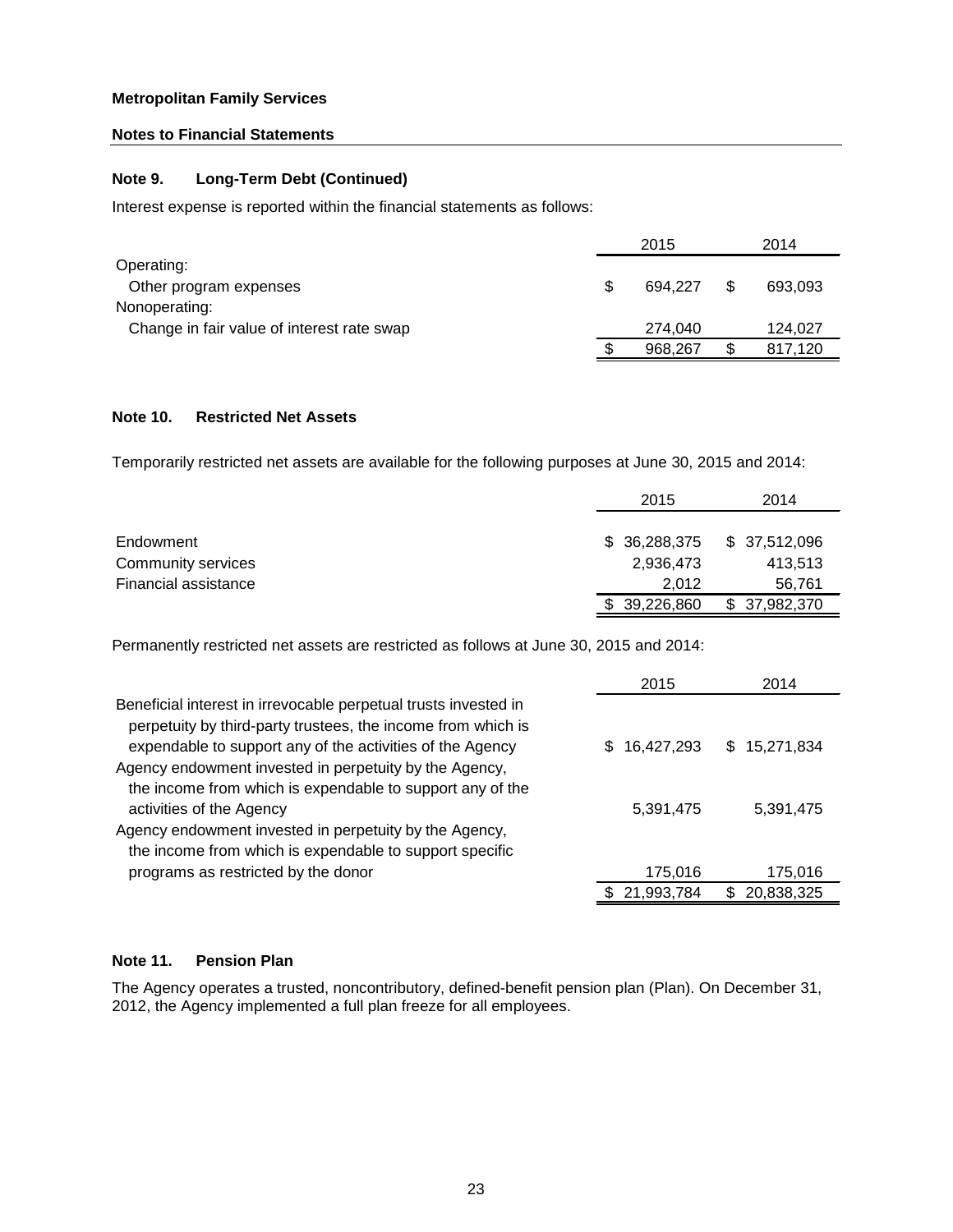**Metropolitan Family Services**

**Notes to Financial Statements**

### Note 9. Long-Term Debt (Continued)

Interest expense is reported within the financial statements as follows:

| | 2015 | 2014 |
|---|---|---|
| Operating: | | |
| Other program expenses | $ 694,227 | $ 693,093 |
| Nonoperating: | | |
| Change in fair value of interest rate swap | 274,040 | 124,027 |
| | $ 968,267 | $ 817,120 |

### Note 10. Restricted Net Assets

Temporarily restricted net assets are available for the following purposes at June 30, 2015 and 2014:

| | 2015 | 2014 |
|---|---|---|
| Endowment | $ 36,288,375 | $ 37,512,096 |
| Community services | 2,936,473 | 413,513 |
| Financial assistance | 2,012 | 56,761 |
| | $ 39,226,860 | $ 37,982,370 |

Permanently restricted net assets are restricted as follows at June 30, 2015 and 2014:

| | 2015 | 2014 |
|---|---|---|
| Beneficial interest in irrevocable perpetual trusts invested in perpetuity by third-party trustees, the income from which is expendable to support any of the activities of the Agency | $ 16,427,293 | $ 15,271,834 |
| Agency endowment invested in perpetuity by the Agency, the income from which is expendable to support any of the activities of the Agency | 5,391,475 | 5,391,475 |
| Agency endowment invested in perpetuity by the Agency, the income from which is expendable to support specific programs as restricted by the donor | 175,016 | 175,016 |
| | $ 21,993,784 | $ 20,838,325 |

### Note 11. Pension Plan

The Agency operates a trusted, noncontributory, defined-benefit pension plan (Plan). On December 31, 2012, the Agency implemented a full plan freeze for all employees.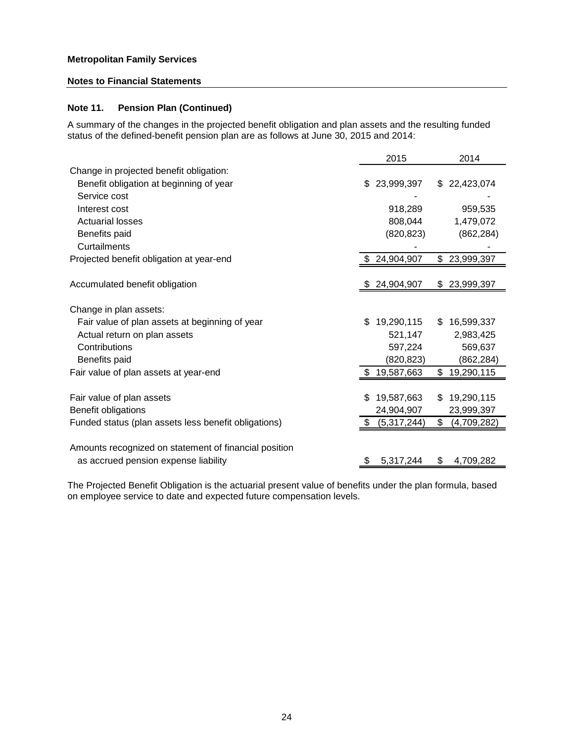**Metropolitan Family Services**

**Notes to Financial Statements**

**Note 11. Pension Plan (Continued)**

A summary of the changes in the projected benefit obligation and plan assets and the resulting funded status of the defined-benefit pension plan are as follows at June 30, 2015 and 2014:

| | 2015 | 2014 |
|---|---|---|
| Change in projected benefit obligation: | | |
| Benefit obligation at beginning of year | $ 23,999,397 | $ 22,423,074 |
| Service cost | - | - |
| Interest cost | 918,289 | 959,535 |
| Actuarial losses | 808,044 | 1,479,072 |
| Benefits paid | (820,823) | (862,284) |
| Curtailments | - | - |
| Projected benefit obligation at year-end | $ 24,904,907 | $ 23,999,397 |
| | | |
| Accumulated benefit obligation | $ 24,904,907 | $ 23,999,397 |
| | | |
| Change in plan assets: | | |
| Fair value of plan assets at beginning of year | $ 19,290,115 | $ 16,599,337 |
| Actual return on plan assets | 521,147 | 2,983,425 |
| Contributions | 597,224 | 569,637 |
| Benefits paid | (820,823) | (862,284) |
| Fair value of plan assets at year-end | $ 19,587,663 | $ 19,290,115 |
| | | |
| Fair value of plan assets | $ 19,587,663 | $ 19,290,115 |
| Benefit obligations | 24,904,907 | 23,999,397 |
| Funded status (plan assets less benefit obligations) | $ (5,317,244) | $ (4,709,282) |
| | | |
| Amounts recognized on statement of financial position as accrued pension expense liability | $ 5,317,244 | $ 4,709,282 |

The Projected Benefit Obligation is the actuarial present value of benefits under the plan formula, based on employee service to date and expected future compensation levels.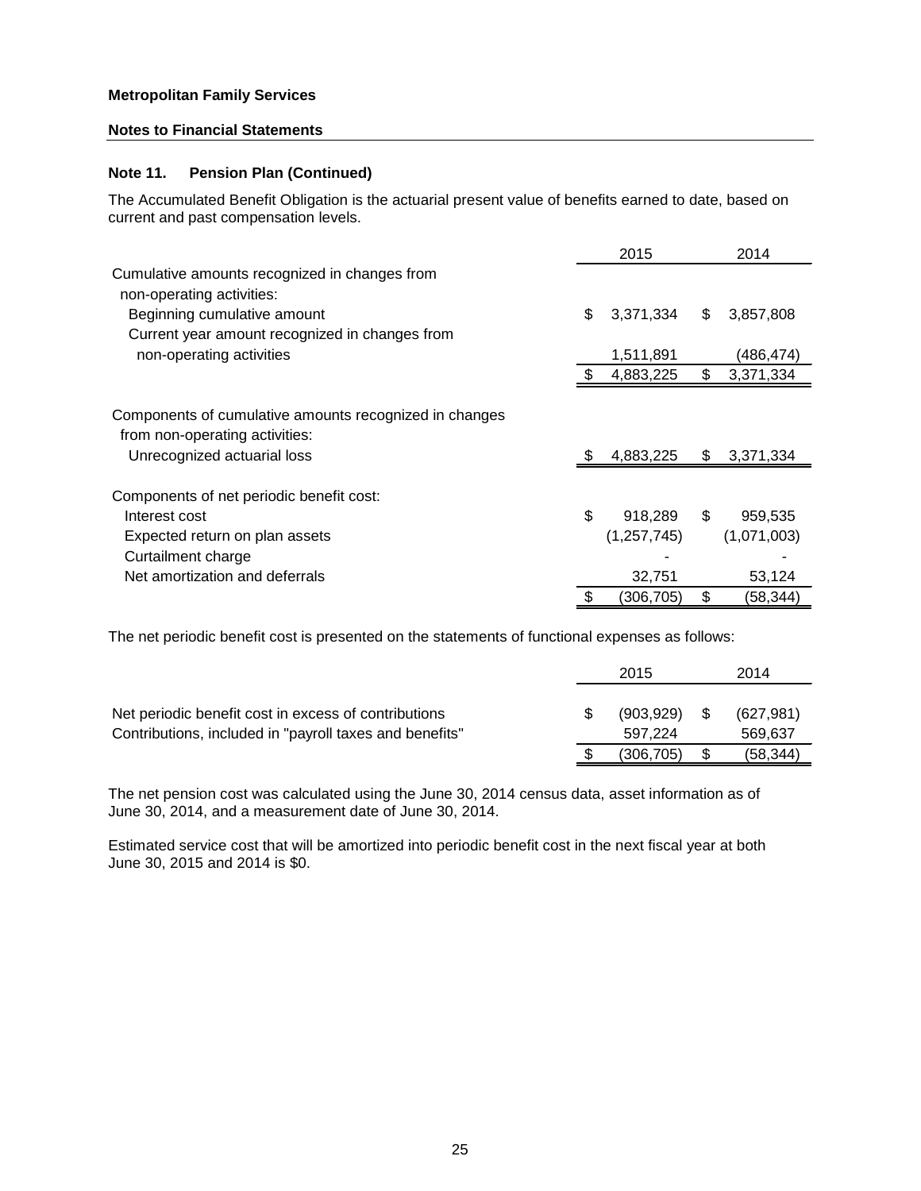**Metropolitan Family Services**

**Notes to Financial Statements**

**Note 11. Pension Plan (Continued)**

The Accumulated Benefit Obligation is the actuarial present value of benefits earned to date, based on current and past compensation levels.

| | 2015 | 2014 |
|---|---|---|
| Cumulative amounts recognized in changes from non-operating activities: | | |
| Beginning cumulative amount | $ 3,371,334 | $ 3,857,808 |
| Current year amount recognized in changes from non-operating activities | 1,511,891 | (486,474) |
| | $ 4,883,225 | $ 3,371,334 |
| Components of cumulative amounts recognized in changes from non-operating activities: | | |
| Unrecognized actuarial loss | $ 4,883,225 | $ 3,371,334 |
| Components of net periodic benefit cost: | | |
| Interest cost | $ 918,289 | $ 959,535 |
| Expected return on plan assets | (1,257,745) | (1,071,003) |
| Curtailment charge | - | - |
| Net amortization and deferrals | 32,751 | 53,124 |
| | $ (306,705) | $ (58,344) |

The net periodic benefit cost is presented on the statements of functional expenses as follows:

| | 2015 | 2014 |
|---|---|---|
| Net periodic benefit cost in excess of contributions | $ (903,929) | $ (627,981) |
| Contributions, included in "payroll taxes and benefits" | 597,224 | 569,637 |
| | $ (306,705) | $ (58,344) |

The net pension cost was calculated using the June 30, 2014 census data, asset information as of June 30, 2014, and a measurement date of June 30, 2014.

Estimated service cost that will be amortized into periodic benefit cost in the next fiscal year at both June 30, 2015 and 2014 is $0.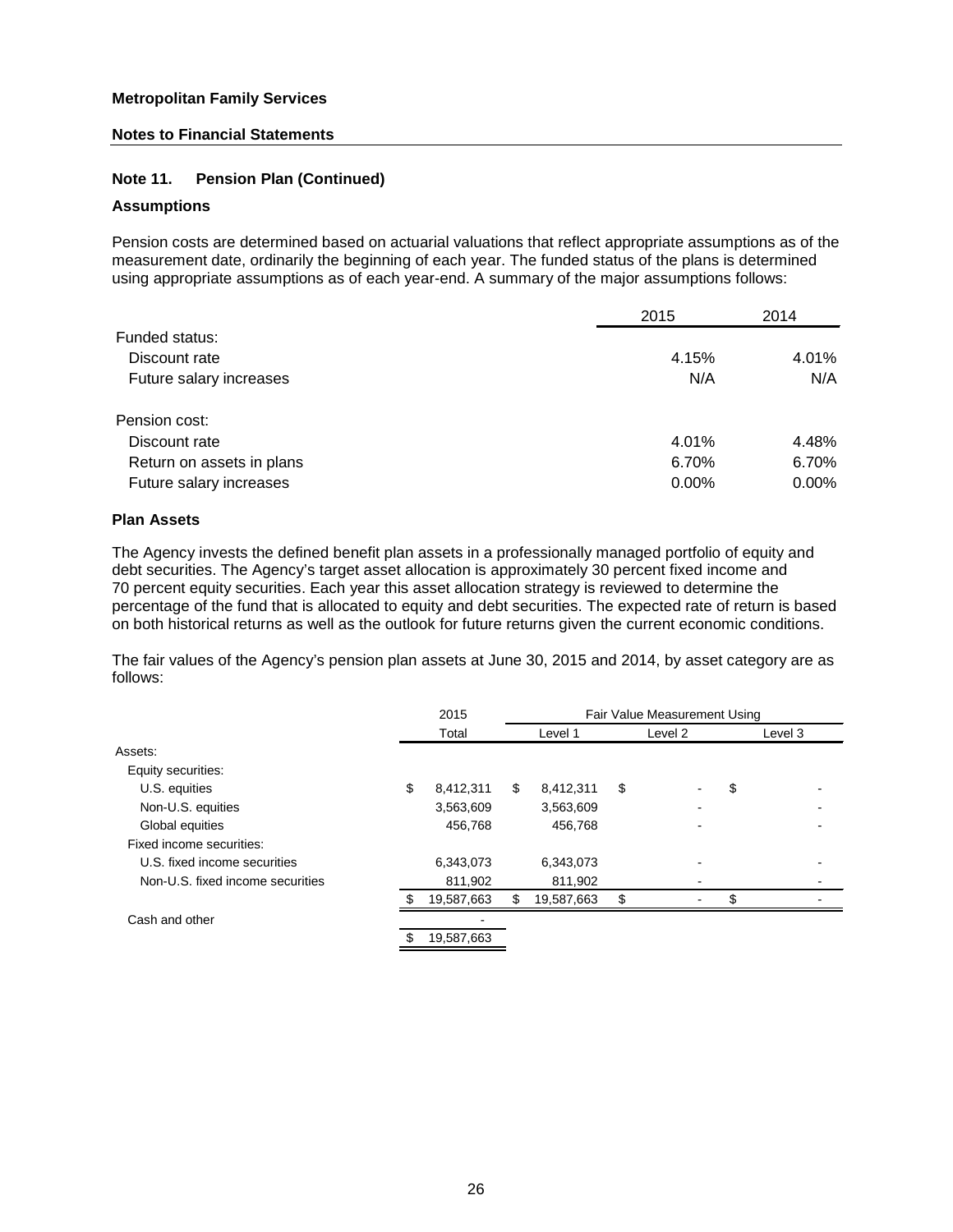**Metropolitan Family Services**

**Notes to Financial Statements**

### Note 11. Pension Plan (Continued)

#### Assumptions

Pension costs are determined based on actuarial valuations that reflect appropriate assumptions as of the measurement date, ordinarily the beginning of each year. The funded status of the plans is determined using appropriate assumptions as of each year-end. A summary of the major assumptions follows:

| | 2015 | 2014 |
|---|---|---|
| Funded status: | | |
| Discount rate | 4.15% | 4.01% |
| Future salary increases | N/A | N/A |
| Pension cost: | | |
| Discount rate | 4.01% | 4.48% |
| Return on assets in plans | 6.70% | 6.70% |
| Future salary increases | 0.00% | 0.00% |

#### Plan Assets

The Agency invests the defined benefit plan assets in a professionally managed portfolio of equity and debt securities. The Agency's target asset allocation is approximately 30 percent fixed income and 70 percent equity securities. Each year this asset allocation strategy is reviewed to determine the percentage of the fund that is allocated to equity and debt securities. The expected rate of return is based on both historical returns as well as the outlook for future returns given the current economic conditions.

The fair values of the Agency's pension plan assets at June 30, 2015 and 2014, by asset category are as follows:

| | 2015 | Fair Value Measurement Using | | |
|---|---|---|---|---|
| | Total | Level 1 | Level 2 | Level 3 |
| Assets: | | | | |
| Equity securities: | | | | |
| U.S. equities | $ 8,412,311 | $ 8,412,311 | $ - | $ - |
| Non-U.S. equities | 3,563,609 | 3,563,609 | - | - |
| Global equities | 456,768 | 456,768 | - | - |
| Fixed income securities: | | | | |
| U.S. fixed income securities | 6,343,073 | 6,343,073 | - | - |
| Non-U.S. fixed income securities | 811,902 | 811,902 | - | - |
| | $ 19,587,663 | $ 19,587,663 | $ - | $ - |
| Cash and other | - | | | |
| | $ 19,587,663 | | | |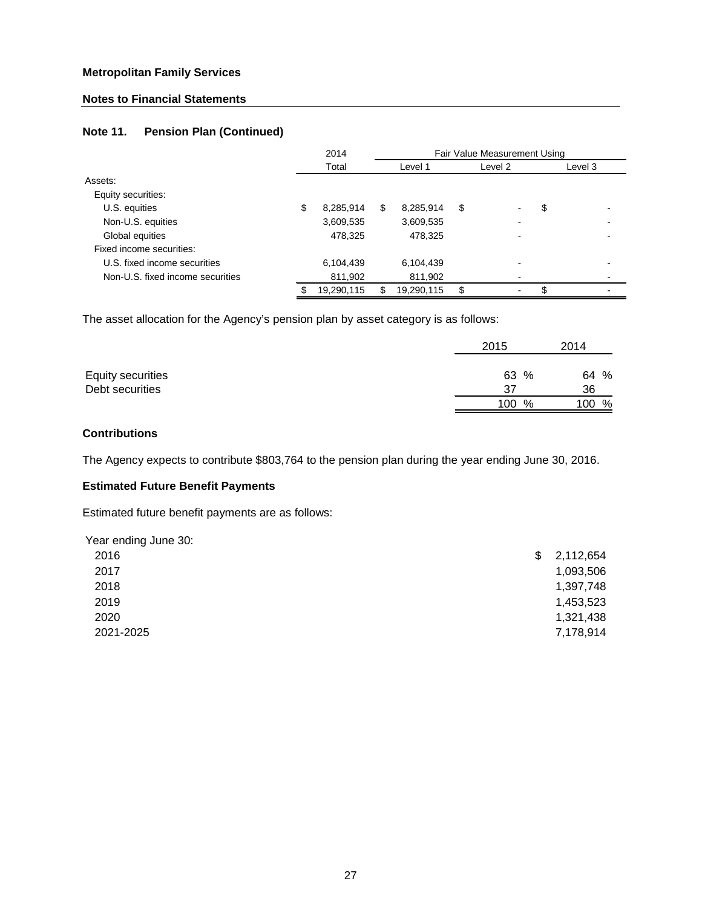**Metropolitan Family Services**

**Notes to Financial Statements**

### Note 11. Pension Plan (Continued)

| | 2014 | Fair Value Measurement Using | | |
|---|---|---|---|---|
| | Total | Level 1 | Level 2 | Level 3 |
| Assets: | | | | |
| Equity securities: | | | | |
| U.S. equities | $ 8,285,914 | $ 8,285,914 | $ - | $ - |
| Non-U.S. equities | 3,609,535 | 3,609,535 | - | - |
| Global equities | 478,325 | 478,325 | - | - |
| Fixed income securities: | | | | |
| U.S. fixed income securities | 6,104,439 | 6,104,439 | - | - |
| Non-U.S. fixed income securities | 811,902 | 811,902 | - | - |
| | $ 19,290,115 | $ 19,290,115 | $ - | $ - |

The asset allocation for the Agency's pension plan by asset category is as follows:

| | 2015 | 2014 |
|---|---|---|
| Equity securities | 63 % | 64 % |
| Debt securities | 37 | 36 |
| | 100 % | 100 % |

**Contributions**

The Agency expects to contribute $803,764 to the pension plan during the year ending June 30, 2016.

**Estimated Future Benefit Payments**

Estimated future benefit payments are as follows:

| Year ending June 30: | |
|---|---|
| 2016 | $ 2,112,654 |
| 2017 | 1,093,506 |
| 2018 | 1,397,748 |
| 2019 | 1,453,523 |
| 2020 | 1,321,438 |
| 2021-2025 | 7,178,914 |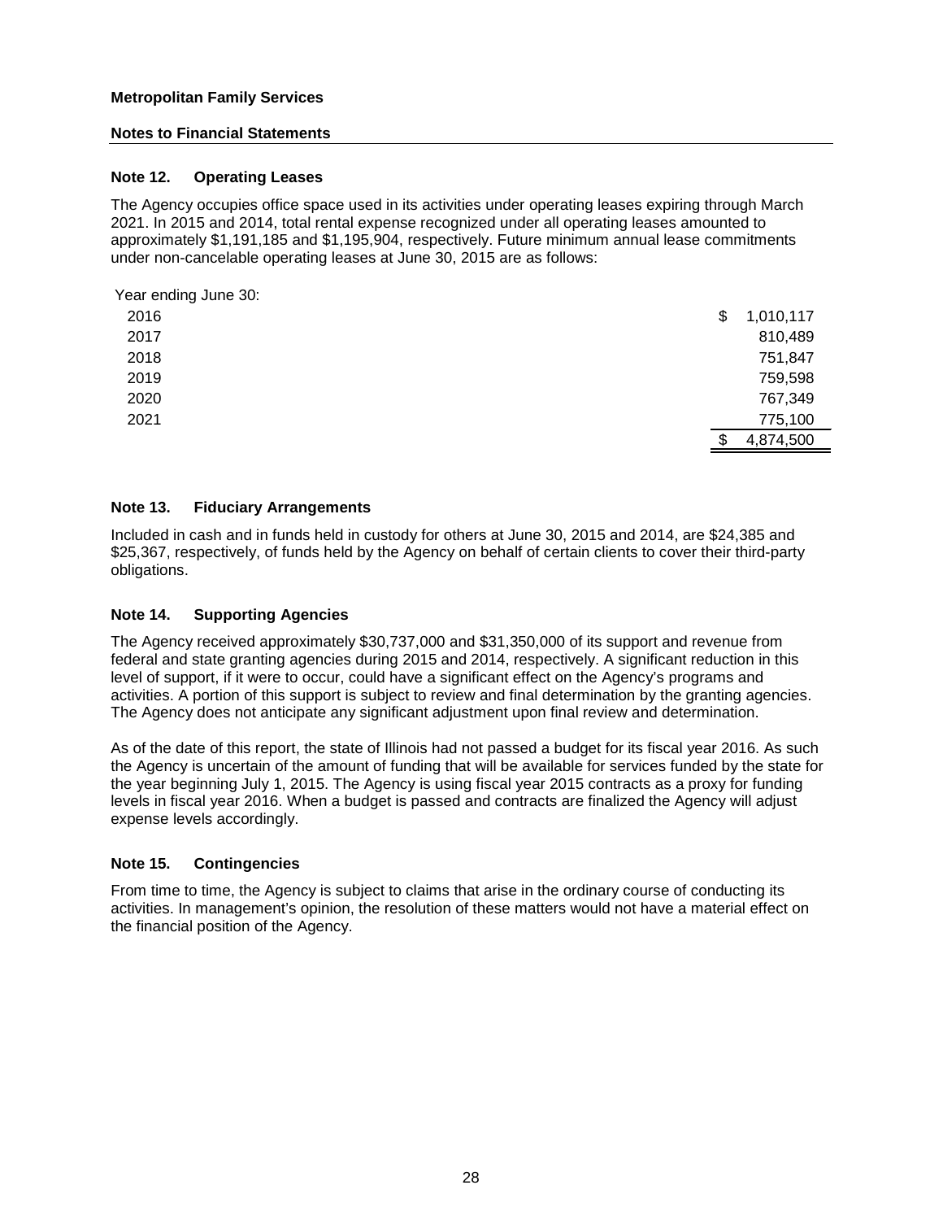**Metropolitan Family Services**

**Notes to Financial Statements**

### Note 12. Operating Leases

The Agency occupies office space used in its activities under operating leases expiring through March 2021. In 2015 and 2014, total rental expense recognized under all operating leases amounted to approximately $1,191,185 and $1,195,904, respectively. Future minimum annual lease commitments under non-cancelable operating leases at June 30, 2015 are as follows:

| | |
|---|---|
| Year ending June 30: | |
| 2016 | $ 1,010,117 |
| 2017 | 810,489 |
| 2018 | 751,847 |
| 2019 | 759,598 |
| 2020 | 767,349 |
| 2021 | 775,100 |
| | $ 4,874,500 |

### Note 13. Fiduciary Arrangements

Included in cash and in funds held in custody for others at June 30, 2015 and 2014, are $24,385 and $25,367, respectively, of funds held by the Agency on behalf of certain clients to cover their third-party obligations.

### Note 14. Supporting Agencies

The Agency received approximately $30,737,000 and $31,350,000 of its support and revenue from federal and state granting agencies during 2015 and 2014, respectively. A significant reduction in this level of support, if it were to occur, could have a significant effect on the Agency's programs and activities. A portion of this support is subject to review and final determination by the granting agencies. The Agency does not anticipate any significant adjustment upon final review and determination.

As of the date of this report, the state of Illinois had not passed a budget for its fiscal year 2016. As such the Agency is uncertain of the amount of funding that will be available for services funded by the state for the year beginning July 1, 2015. The Agency is using fiscal year 2015 contracts as a proxy for funding levels in fiscal year 2016. When a budget is passed and contracts are finalized the Agency will adjust expense levels accordingly.

### Note 15. Contingencies

From time to time, the Agency is subject to claims that arise in the ordinary course of conducting its activities. In management's opinion, the resolution of these matters would not have a material effect on the financial position of the Agency.